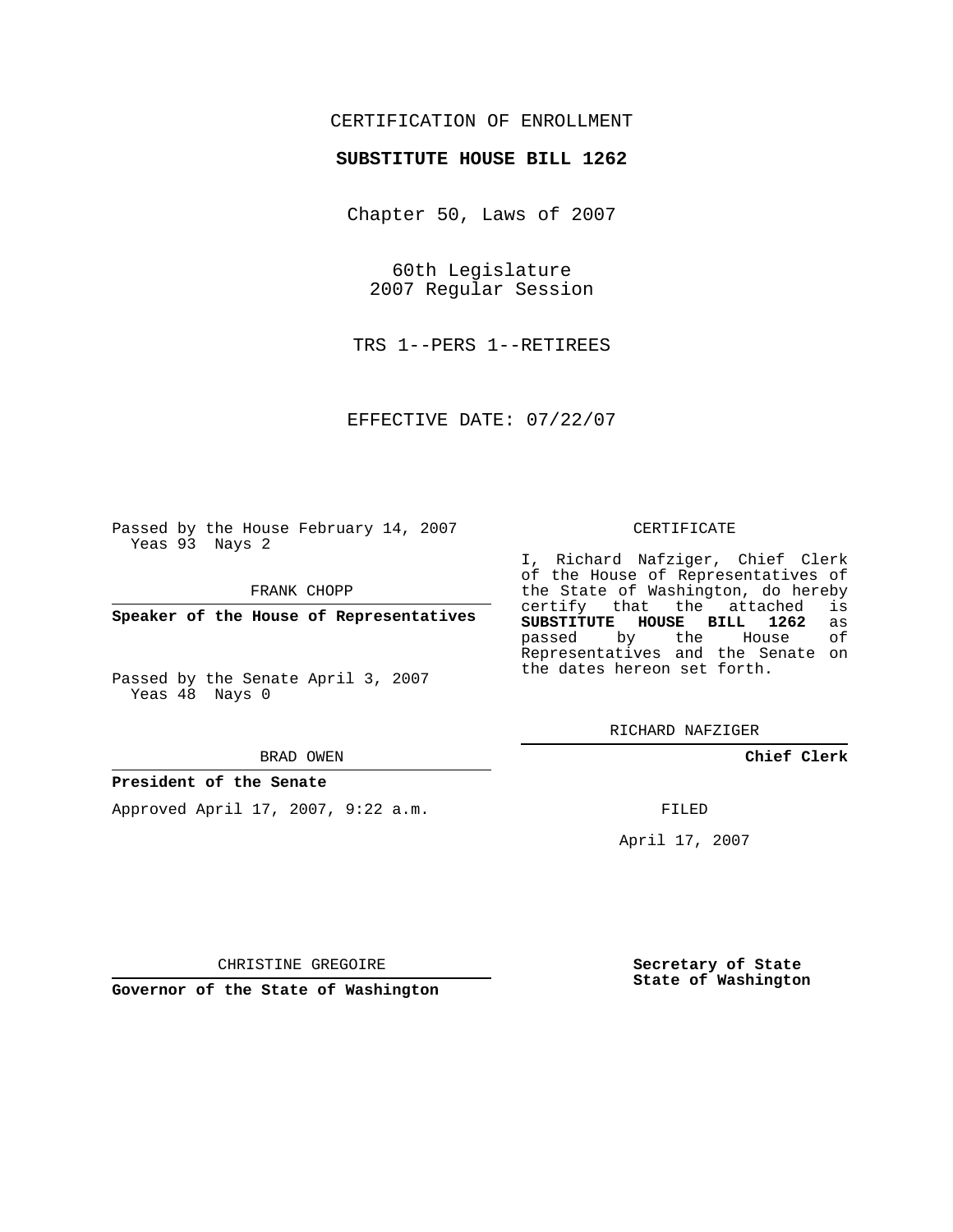CERTIFICATION OF ENROLLMENT

**SUBSTITUTE HOUSE BILL 1262**

Chapter 50, Laws of 2007

60th Legislature
2007 Regular Session

TRS 1--PERS 1--RETIREES

EFFECTIVE DATE: 07/22/07

Passed by the House February 14, 2007
Yeas 93 Nays 2

FRANK CHOPP

**Speaker of the House of Representatives**

Passed by the Senate April 3, 2007
Yeas 48 Nays 0

BRAD OWEN

**President of the Senate**

Approved April 17, 2007, 9:22 a.m.

CHRISTINE GREGOIRE

**Governor of the State of Washington**

CERTIFICATE

I, Richard Nafziger, Chief Clerk of the House of Representatives of the State of Washington, do hereby certify that the attached is **SUBSTITUTE HOUSE BILL 1262** as passed by the House of Representatives and the Senate on the dates hereon set forth.

RICHARD NAFZIGER

**Chief Clerk**

FILED

April 17, 2007

**Secretary of State**
**State of Washington**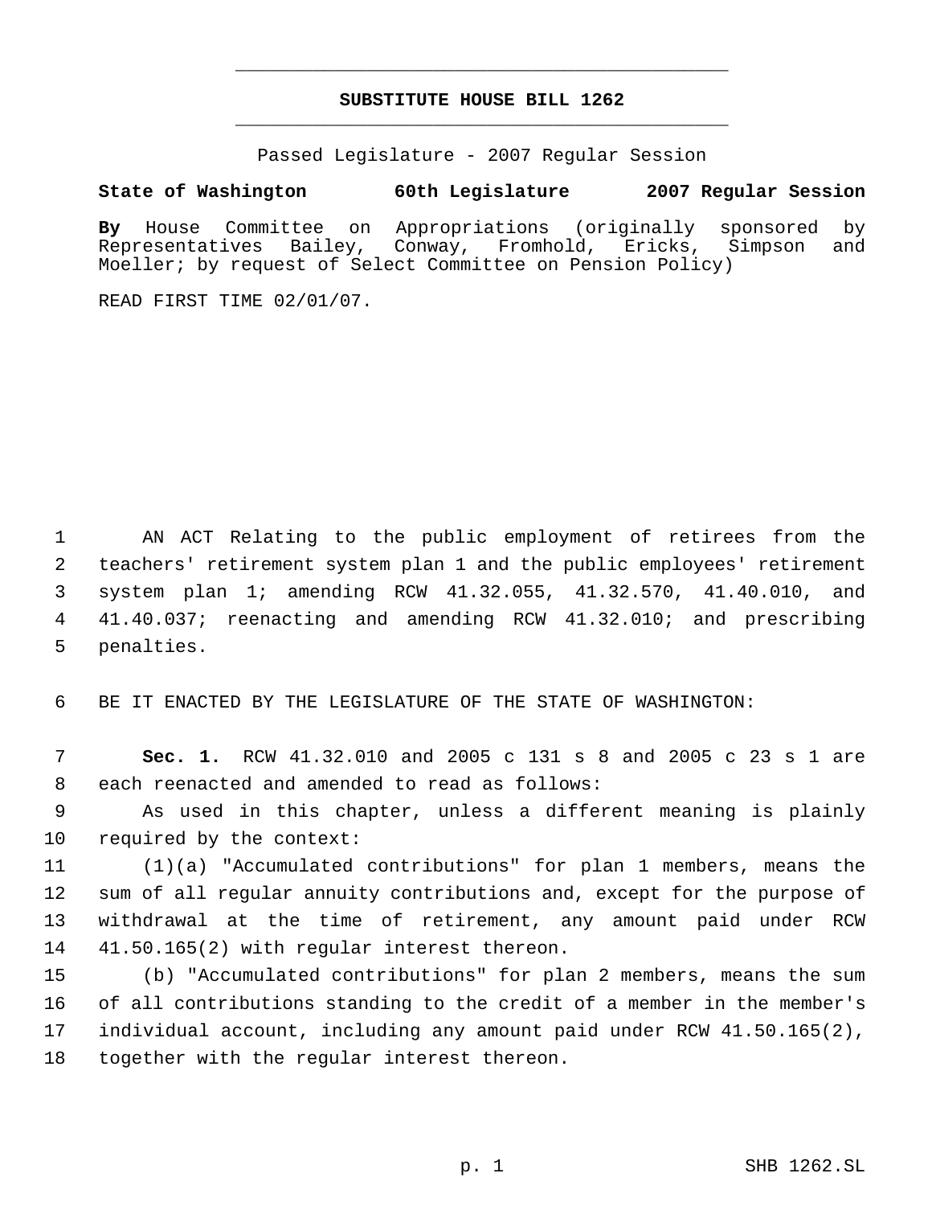# SUBSTITUTE HOUSE BILL 1262

Passed Legislature - 2007 Regular Session

**State of Washington 60th Legislature 2007 Regular Session**

**By** House Committee on Appropriations (originally sponsored by Representatives Bailey, Conway, Fromhold, Ericks, Simpson and Moeller; by request of Select Committee on Pension Policy)

READ FIRST TIME 02/01/07.

AN ACT Relating to the public employment of retirees from the teachers' retirement system plan 1 and the public employees' retirement system plan 1; amending RCW 41.32.055, 41.32.570, 41.40.010, and 41.40.037; reenacting and amending RCW 41.32.010; and prescribing penalties.

BE IT ENACTED BY THE LEGISLATURE OF THE STATE OF WASHINGTON:

**Sec. 1.** RCW 41.32.010 and 2005 c 131 s 8 and 2005 c 23 s 1 are each reenacted and amended to read as follows:

As used in this chapter, unless a different meaning is plainly required by the context:

(1)(a) "Accumulated contributions" for plan 1 members, means the sum of all regular annuity contributions and, except for the purpose of withdrawal at the time of retirement, any amount paid under RCW 41.50.165(2) with regular interest thereon.

(b) "Accumulated contributions" for plan 2 members, means the sum of all contributions standing to the credit of a member in the member's individual account, including any amount paid under RCW 41.50.165(2), together with the regular interest thereon.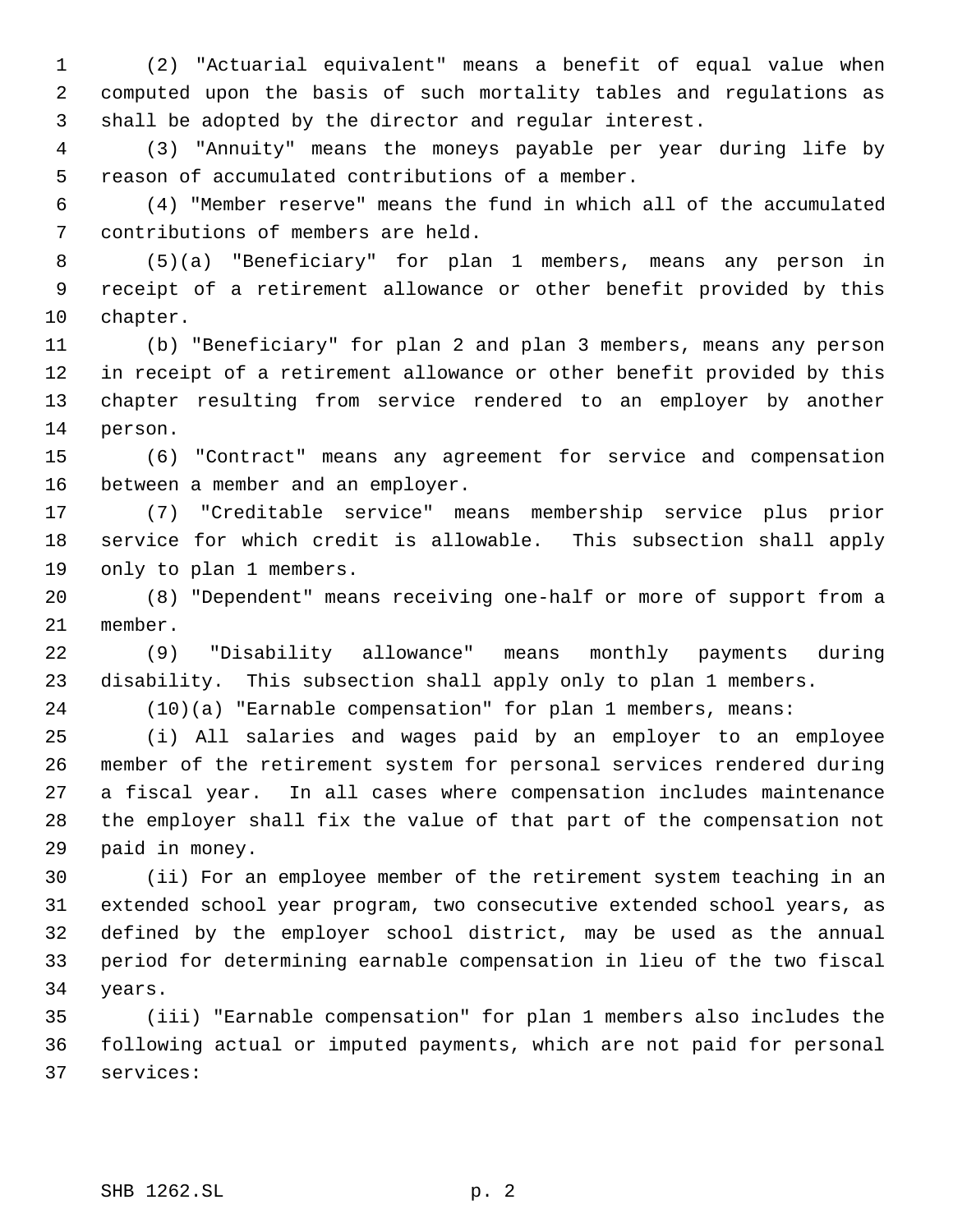(2) "Actuarial equivalent" means a benefit of equal value when computed upon the basis of such mortality tables and regulations as shall be adopted by the director and regular interest.

(3) "Annuity" means the moneys payable per year during life by reason of accumulated contributions of a member.

(4) "Member reserve" means the fund in which all of the accumulated contributions of members are held.

(5)(a) "Beneficiary" for plan 1 members, means any person in receipt of a retirement allowance or other benefit provided by this chapter.

(b) "Beneficiary" for plan 2 and plan 3 members, means any person in receipt of a retirement allowance or other benefit provided by this chapter resulting from service rendered to an employer by another person.

(6) "Contract" means any agreement for service and compensation between a member and an employer.

(7) "Creditable service" means membership service plus prior service for which credit is allowable. This subsection shall apply only to plan 1 members.

(8) "Dependent" means receiving one-half or more of support from a member.

(9) "Disability allowance" means monthly payments during disability. This subsection shall apply only to plan 1 members.

(10)(a) "Earnable compensation" for plan 1 members, means:

(i) All salaries and wages paid by an employer to an employee member of the retirement system for personal services rendered during a fiscal year. In all cases where compensation includes maintenance the employer shall fix the value of that part of the compensation not paid in money.

(ii) For an employee member of the retirement system teaching in an extended school year program, two consecutive extended school years, as defined by the employer school district, may be used as the annual period for determining earnable compensation in lieu of the two fiscal years.

(iii) "Earnable compensation" for plan 1 members also includes the following actual or imputed payments, which are not paid for personal services: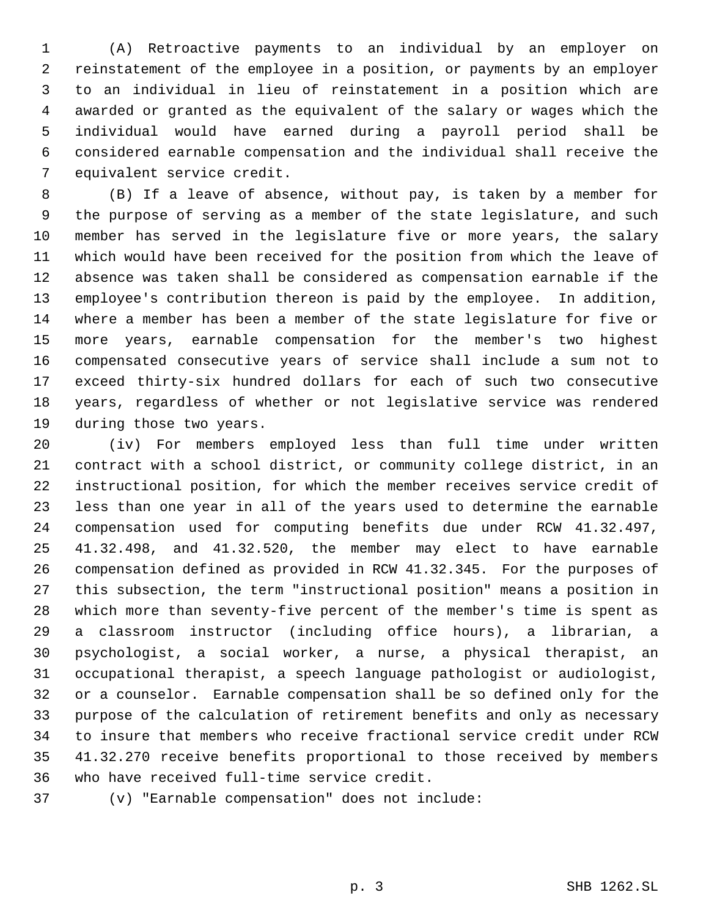(A) Retroactive payments to an individual by an employer on reinstatement of the employee in a position, or payments by an employer to an individual in lieu of reinstatement in a position which are awarded or granted as the equivalent of the salary or wages which the individual would have earned during a payroll period shall be considered earnable compensation and the individual shall receive the equivalent service credit.

(B) If a leave of absence, without pay, is taken by a member for the purpose of serving as a member of the state legislature, and such member has served in the legislature five or more years, the salary which would have been received for the position from which the leave of absence was taken shall be considered as compensation earnable if the employee's contribution thereon is paid by the employee. In addition, where a member has been a member of the state legislature for five or more years, earnable compensation for the member's two highest compensated consecutive years of service shall include a sum not to exceed thirty-six hundred dollars for each of such two consecutive years, regardless of whether or not legislative service was rendered during those two years.

(iv) For members employed less than full time under written contract with a school district, or community college district, in an instructional position, for which the member receives service credit of less than one year in all of the years used to determine the earnable compensation used for computing benefits due under RCW 41.32.497, 41.32.498, and 41.32.520, the member may elect to have earnable compensation defined as provided in RCW 41.32.345. For the purposes of this subsection, the term "instructional position" means a position in which more than seventy-five percent of the member's time is spent as a classroom instructor (including office hours), a librarian, a psychologist, a social worker, a nurse, a physical therapist, an occupational therapist, a speech language pathologist or audiologist, or a counselor. Earnable compensation shall be so defined only for the purpose of the calculation of retirement benefits and only as necessary to insure that members who receive fractional service credit under RCW 41.32.270 receive benefits proportional to those received by members who have received full-time service credit.

(v) "Earnable compensation" does not include: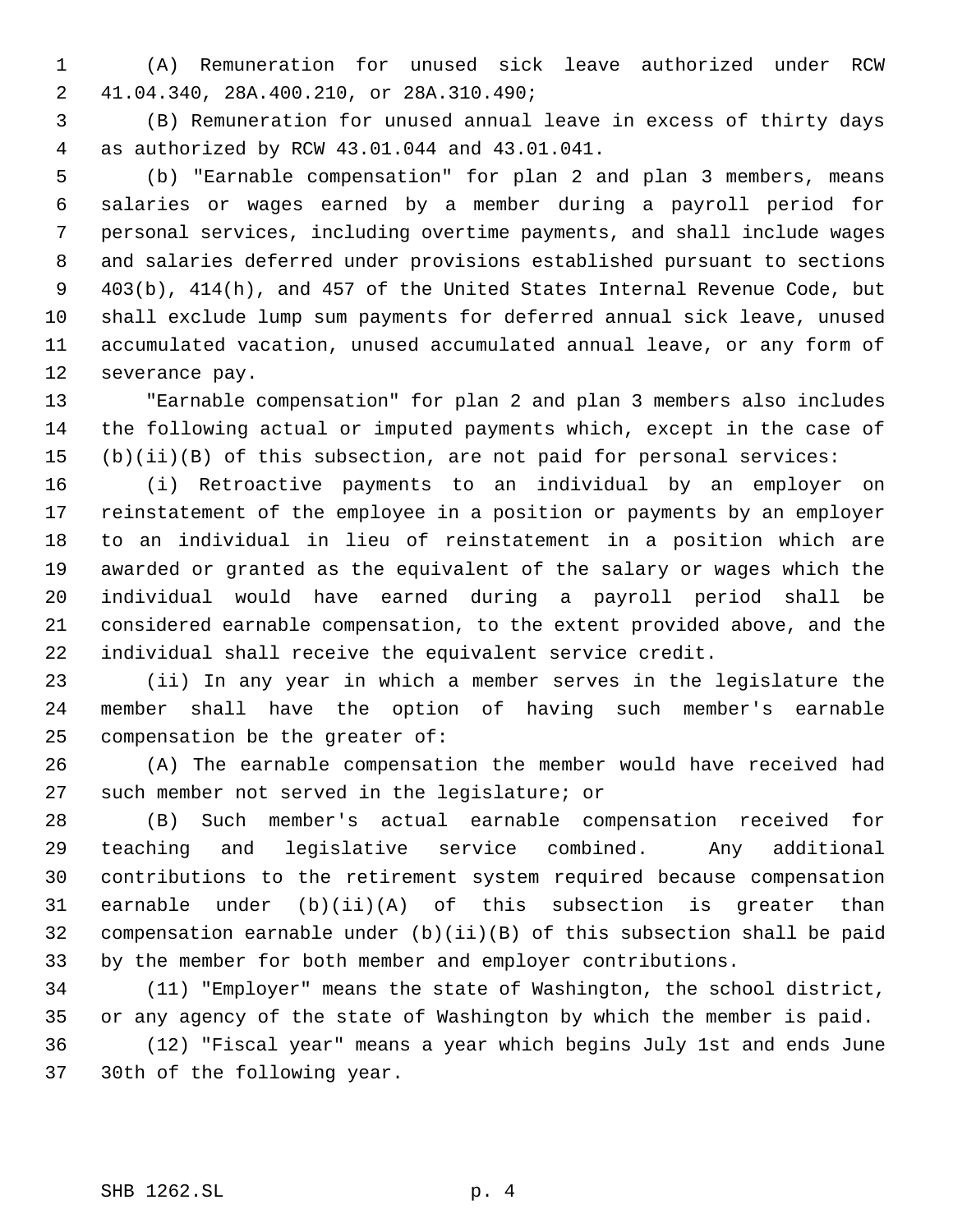(A) Remuneration for unused sick leave authorized under RCW 41.04.340, 28A.400.210, or 28A.310.490;

(B) Remuneration for unused annual leave in excess of thirty days as authorized by RCW 43.01.044 and 43.01.041.

(b) "Earnable compensation" for plan 2 and plan 3 members, means salaries or wages earned by a member during a payroll period for personal services, including overtime payments, and shall include wages and salaries deferred under provisions established pursuant to sections 403(b), 414(h), and 457 of the United States Internal Revenue Code, but shall exclude lump sum payments for deferred annual sick leave, unused accumulated vacation, unused accumulated annual leave, or any form of severance pay.

"Earnable compensation" for plan 2 and plan 3 members also includes the following actual or imputed payments which, except in the case of (b)(ii)(B) of this subsection, are not paid for personal services:

(i) Retroactive payments to an individual by an employer on reinstatement of the employee in a position or payments by an employer to an individual in lieu of reinstatement in a position which are awarded or granted as the equivalent of the salary or wages which the individual would have earned during a payroll period shall be considered earnable compensation, to the extent provided above, and the individual shall receive the equivalent service credit.

(ii) In any year in which a member serves in the legislature the member shall have the option of having such member's earnable compensation be the greater of:

(A) The earnable compensation the member would have received had such member not served in the legislature; or

(B) Such member's actual earnable compensation received for teaching and legislative service combined. Any additional contributions to the retirement system required because compensation earnable under (b)(ii)(A) of this subsection is greater than compensation earnable under (b)(ii)(B) of this subsection shall be paid by the member for both member and employer contributions.

(11) "Employer" means the state of Washington, the school district, or any agency of the state of Washington by which the member is paid.

(12) "Fiscal year" means a year which begins July 1st and ends June 30th of the following year.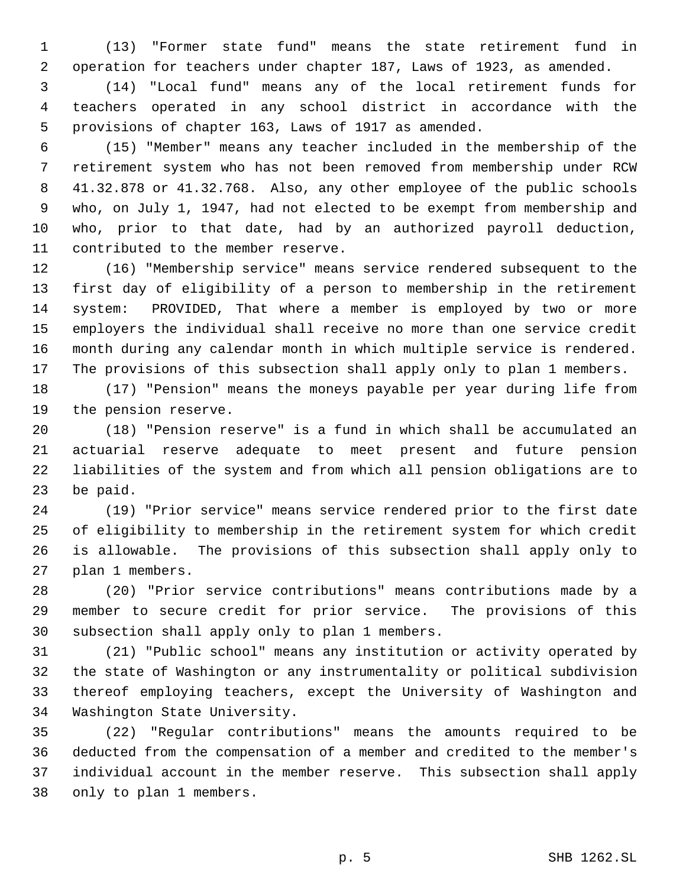(13) "Former state fund" means the state retirement fund in operation for teachers under chapter 187, Laws of 1923, as amended.

(14) "Local fund" means any of the local retirement funds for teachers operated in any school district in accordance with the provisions of chapter 163, Laws of 1917 as amended.

(15) "Member" means any teacher included in the membership of the retirement system who has not been removed from membership under RCW 41.32.878 or 41.32.768. Also, any other employee of the public schools who, on July 1, 1947, had not elected to be exempt from membership and who, prior to that date, had by an authorized payroll deduction, contributed to the member reserve.

(16) "Membership service" means service rendered subsequent to the first day of eligibility of a person to membership in the retirement system: PROVIDED, That where a member is employed by two or more employers the individual shall receive no more than one service credit month during any calendar month in which multiple service is rendered. The provisions of this subsection shall apply only to plan 1 members.

(17) "Pension" means the moneys payable per year during life from the pension reserve.

(18) "Pension reserve" is a fund in which shall be accumulated an actuarial reserve adequate to meet present and future pension liabilities of the system and from which all pension obligations are to be paid.

(19) "Prior service" means service rendered prior to the first date of eligibility to membership in the retirement system for which credit is allowable. The provisions of this subsection shall apply only to plan 1 members.

(20) "Prior service contributions" means contributions made by a member to secure credit for prior service. The provisions of this subsection shall apply only to plan 1 members.

(21) "Public school" means any institution or activity operated by the state of Washington or any instrumentality or political subdivision thereof employing teachers, except the University of Washington and Washington State University.

(22) "Regular contributions" means the amounts required to be deducted from the compensation of a member and credited to the member's individual account in the member reserve. This subsection shall apply only to plan 1 members.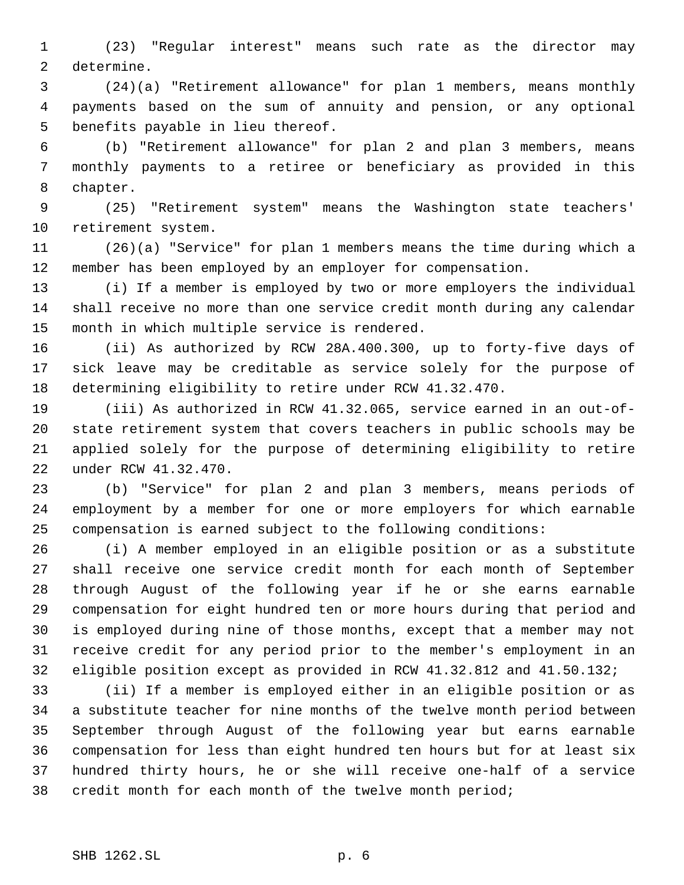(23) "Regular interest" means such rate as the director may determine.

(24)(a) "Retirement allowance" for plan 1 members, means monthly payments based on the sum of annuity and pension, or any optional benefits payable in lieu thereof.

(b) "Retirement allowance" for plan 2 and plan 3 members, means monthly payments to a retiree or beneficiary as provided in this chapter.

(25) "Retirement system" means the Washington state teachers' retirement system.

(26)(a) "Service" for plan 1 members means the time during which a member has been employed by an employer for compensation.

(i) If a member is employed by two or more employers the individual shall receive no more than one service credit month during any calendar month in which multiple service is rendered.

(ii) As authorized by RCW 28A.400.300, up to forty-five days of sick leave may be creditable as service solely for the purpose of determining eligibility to retire under RCW 41.32.470.

(iii) As authorized in RCW 41.32.065, service earned in an out-of-state retirement system that covers teachers in public schools may be applied solely for the purpose of determining eligibility to retire under RCW 41.32.470.

(b) "Service" for plan 2 and plan 3 members, means periods of employment by a member for one or more employers for which earnable compensation is earned subject to the following conditions:

(i) A member employed in an eligible position or as a substitute shall receive one service credit month for each month of September through August of the following year if he or she earns earnable compensation for eight hundred ten or more hours during that period and is employed during nine of those months, except that a member may not receive credit for any period prior to the member's employment in an eligible position except as provided in RCW 41.32.812 and 41.50.132;

(ii) If a member is employed either in an eligible position or as a substitute teacher for nine months of the twelve month period between September through August of the following year but earns earnable compensation for less than eight hundred ten hours but for at least six hundred thirty hours, he or she will receive one-half of a service credit month for each month of the twelve month period;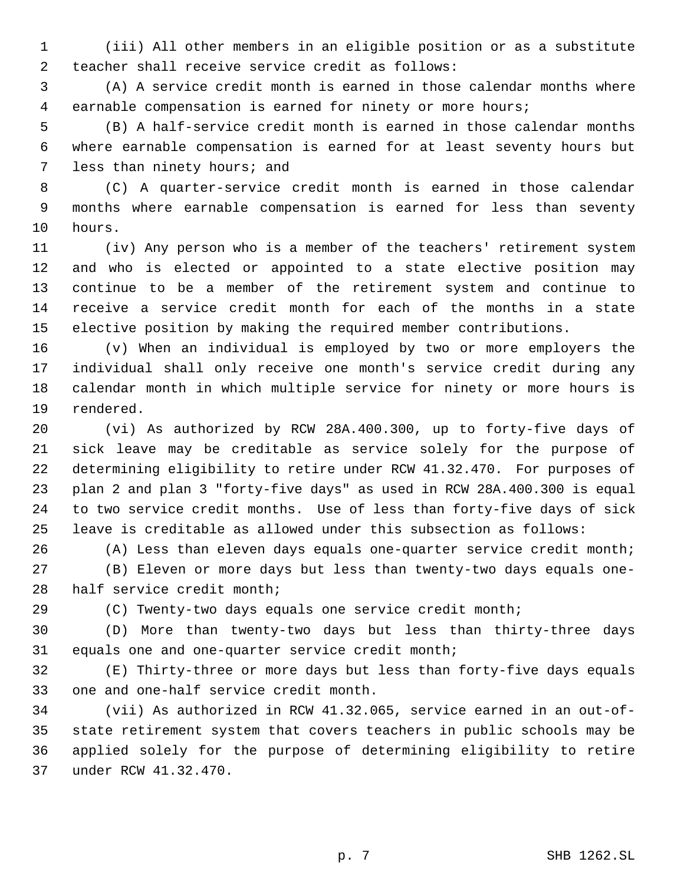(iii) All other members in an eligible position or as a substitute teacher shall receive service credit as follows:

(A) A service credit month is earned in those calendar months where earnable compensation is earned for ninety or more hours;

(B) A half-service credit month is earned in those calendar months where earnable compensation is earned for at least seventy hours but less than ninety hours; and

(C) A quarter-service credit month is earned in those calendar months where earnable compensation is earned for less than seventy hours.

(iv) Any person who is a member of the teachers' retirement system and who is elected or appointed to a state elective position may continue to be a member of the retirement system and continue to receive a service credit month for each of the months in a state elective position by making the required member contributions.

(v) When an individual is employed by two or more employers the individual shall only receive one month's service credit during any calendar month in which multiple service for ninety or more hours is rendered.

(vi) As authorized by RCW 28A.400.300, up to forty-five days of sick leave may be creditable as service solely for the purpose of determining eligibility to retire under RCW 41.32.470. For purposes of plan 2 and plan 3 "forty-five days" as used in RCW 28A.400.300 is equal to two service credit months. Use of less than forty-five days of sick leave is creditable as allowed under this subsection as follows:

(A) Less than eleven days equals one-quarter service credit month;

(B) Eleven or more days but less than twenty-two days equals one-half service credit month;

(C) Twenty-two days equals one service credit month;

(D) More than twenty-two days but less than thirty-three days equals one and one-quarter service credit month;

(E) Thirty-three or more days but less than forty-five days equals one and one-half service credit month.

(vii) As authorized in RCW 41.32.065, service earned in an out-of-state retirement system that covers teachers in public schools may be applied solely for the purpose of determining eligibility to retire under RCW 41.32.470.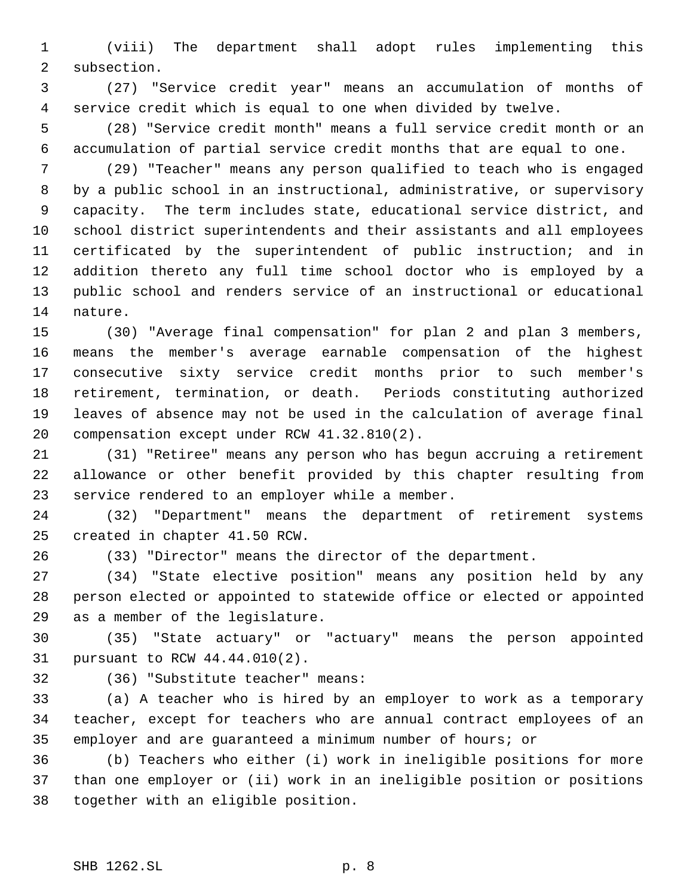(viii) The department shall adopt rules implementing this subsection.

(27) "Service credit year" means an accumulation of months of service credit which is equal to one when divided by twelve.

(28) "Service credit month" means a full service credit month or an accumulation of partial service credit months that are equal to one.

(29) "Teacher" means any person qualified to teach who is engaged by a public school in an instructional, administrative, or supervisory capacity. The term includes state, educational service district, and school district superintendents and their assistants and all employees certificated by the superintendent of public instruction; and in addition thereto any full time school doctor who is employed by a public school and renders service of an instructional or educational nature.

(30) "Average final compensation" for plan 2 and plan 3 members, means the member's average earnable compensation of the highest consecutive sixty service credit months prior to such member's retirement, termination, or death. Periods constituting authorized leaves of absence may not be used in the calculation of average final compensation except under RCW 41.32.810(2).

(31) "Retiree" means any person who has begun accruing a retirement allowance or other benefit provided by this chapter resulting from service rendered to an employer while a member.

(32) "Department" means the department of retirement systems created in chapter 41.50 RCW.

(33) "Director" means the director of the department.

(34) "State elective position" means any position held by any person elected or appointed to statewide office or elected or appointed as a member of the legislature.

(35) "State actuary" or "actuary" means the person appointed pursuant to RCW 44.44.010(2).

(36) "Substitute teacher" means:

(a) A teacher who is hired by an employer to work as a temporary teacher, except for teachers who are annual contract employees of an employer and are guaranteed a minimum number of hours; or

(b) Teachers who either (i) work in ineligible positions for more than one employer or (ii) work in an ineligible position or positions together with an eligible position.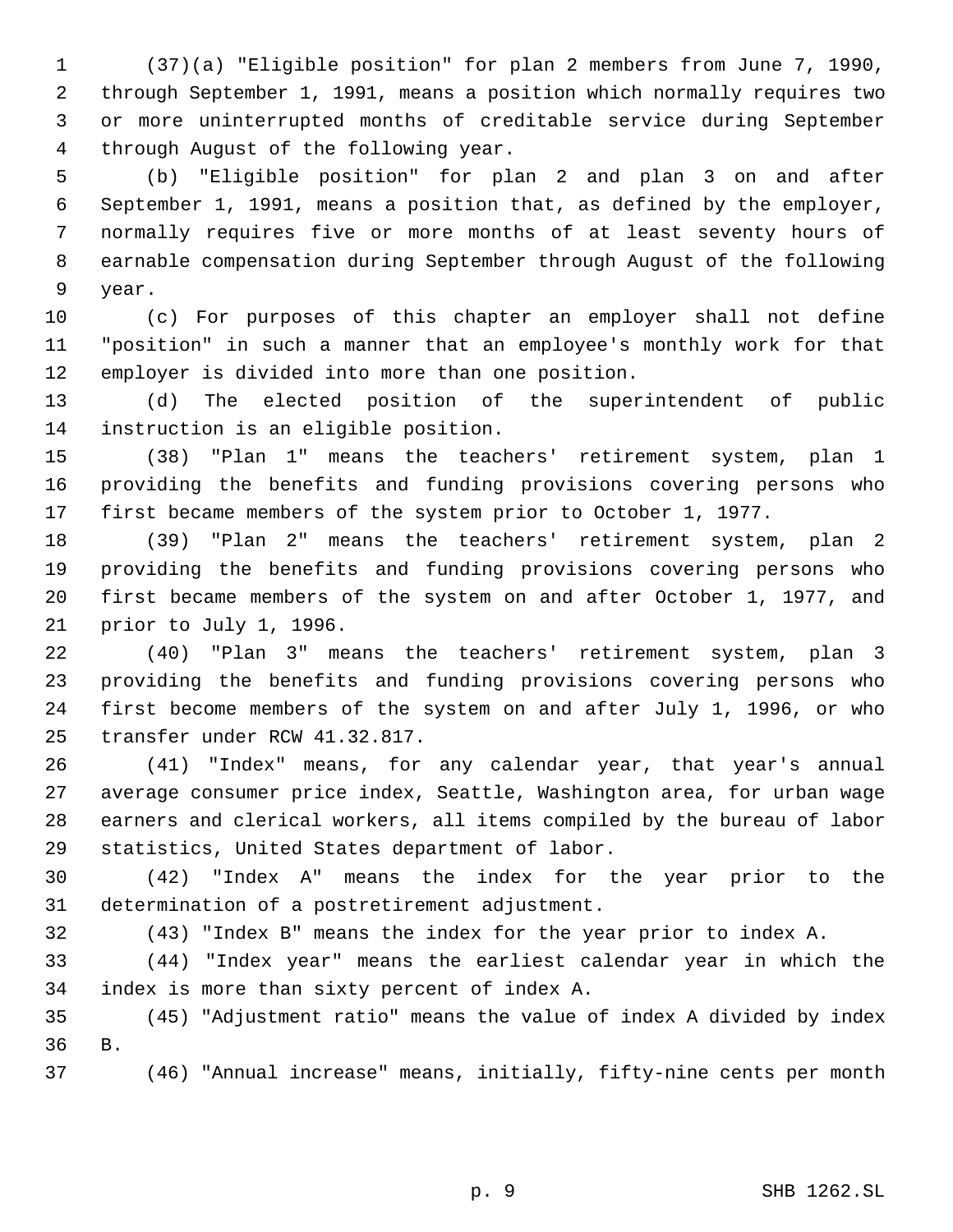(37)(a) "Eligible position" for plan 2 members from June 7, 1990, through September 1, 1991, means a position which normally requires two or more uninterrupted months of creditable service during September through August of the following year.

(b) "Eligible position" for plan 2 and plan 3 on and after September 1, 1991, means a position that, as defined by the employer, normally requires five or more months of at least seventy hours of earnable compensation during September through August of the following year.

(c) For purposes of this chapter an employer shall not define "position" in such a manner that an employee's monthly work for that employer is divided into more than one position.

(d) The elected position of the superintendent of public instruction is an eligible position.

(38) "Plan 1" means the teachers' retirement system, plan 1 providing the benefits and funding provisions covering persons who first became members of the system prior to October 1, 1977.

(39) "Plan 2" means the teachers' retirement system, plan 2 providing the benefits and funding provisions covering persons who first became members of the system on and after October 1, 1977, and prior to July 1, 1996.

(40) "Plan 3" means the teachers' retirement system, plan 3 providing the benefits and funding provisions covering persons who first become members of the system on and after July 1, 1996, or who transfer under RCW 41.32.817.

(41) "Index" means, for any calendar year, that year's annual average consumer price index, Seattle, Washington area, for urban wage earners and clerical workers, all items compiled by the bureau of labor statistics, United States department of labor.

(42) "Index A" means the index for the year prior to the determination of a postretirement adjustment.

(43) "Index B" means the index for the year prior to index A.

(44) "Index year" means the earliest calendar year in which the index is more than sixty percent of index A.

(45) "Adjustment ratio" means the value of index A divided by index B.

(46) "Annual increase" means, initially, fifty-nine cents per month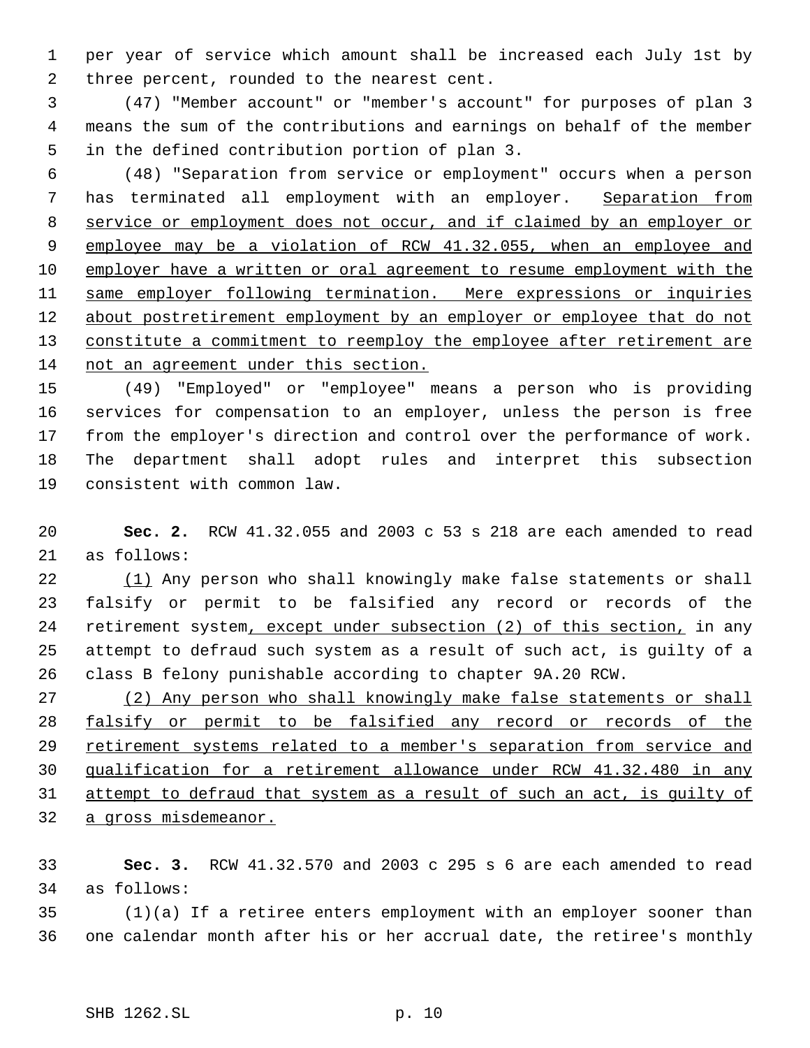per year of service which amount shall be increased each July 1st by three percent, rounded to the nearest cent.

(47) "Member account" or "member's account" for purposes of plan 3 means the sum of the contributions and earnings on behalf of the member in the defined contribution portion of plan 3.

(48) "Separation from service or employment" occurs when a person has terminated all employment with an employer. Separation from service or employment does not occur, and if claimed by an employer or employee may be a violation of RCW 41.32.055, when an employee and employer have a written or oral agreement to resume employment with the same employer following termination. Mere expressions or inquiries about postretirement employment by an employer or employee that do not constitute a commitment to reemploy the employee after retirement are not an agreement under this section.

(49) "Employed" or "employee" means a person who is providing services for compensation to an employer, unless the person is free from the employer's direction and control over the performance of work. The department shall adopt rules and interpret this subsection consistent with common law.

**Sec. 2.** RCW 41.32.055 and 2003 c 53 s 218 are each amended to read as follows:

(1) Any person who shall knowingly make false statements or shall falsify or permit to be falsified any record or records of the retirement system, except under subsection (2) of this section, in any attempt to defraud such system as a result of such act, is guilty of a class B felony punishable according to chapter 9A.20 RCW.

(2) Any person who shall knowingly make false statements or shall falsify or permit to be falsified any record or records of the retirement systems related to a member's separation from service and qualification for a retirement allowance under RCW 41.32.480 in any attempt to defraud that system as a result of such an act, is guilty of a gross misdemeanor.

**Sec. 3.** RCW 41.32.570 and 2003 c 295 s 6 are each amended to read as follows:

(1)(a) If a retiree enters employment with an employer sooner than one calendar month after his or her accrual date, the retiree's monthly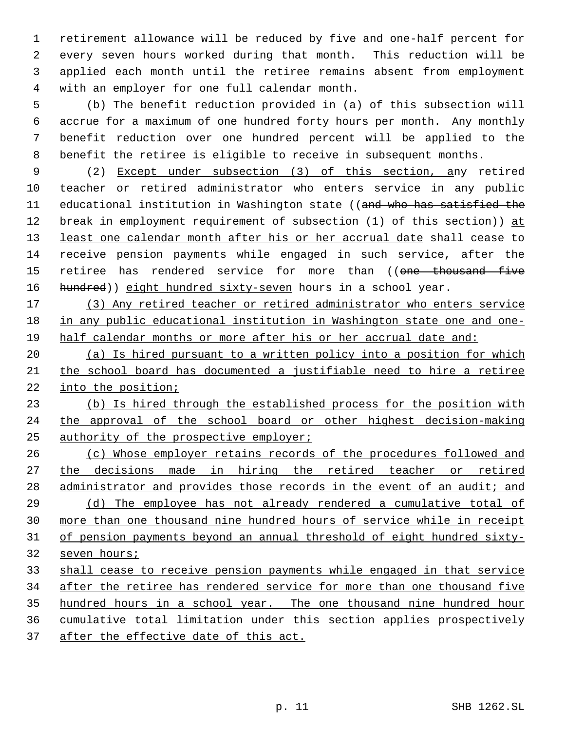retirement allowance will be reduced by five and one-half percent for every seven hours worked during that month. This reduction will be applied each month until the retiree remains absent from employment with an employer for one full calendar month.

(b) The benefit reduction provided in (a) of this subsection will accrue for a maximum of one hundred forty hours per month. Any monthly benefit reduction over one hundred percent will be applied to the benefit the retiree is eligible to receive in subsequent months.

(2) Except under subsection (3) of this section, any retired teacher or retired administrator who enters service in any public educational institution in Washington state ((and who has satisfied the break in employment requirement of subsection (1) of this section)) at least one calendar month after his or her accrual date shall cease to receive pension payments while engaged in such service, after the retiree has rendered service for more than ((one thousand five hundred)) eight hundred sixty-seven hours in a school year.

(3) Any retired teacher or retired administrator who enters service in any public educational institution in Washington state one and one-half calendar months or more after his or her accrual date and:

(a) Is hired pursuant to a written policy into a position for which the school board has documented a justifiable need to hire a retiree into the position;

(b) Is hired through the established process for the position with the approval of the school board or other highest decision-making authority of the prospective employer;

(c) Whose employer retains records of the procedures followed and the decisions made in hiring the retired teacher or retired administrator and provides those records in the event of an audit; and

(d) The employee has not already rendered a cumulative total of more than one thousand nine hundred hours of service while in receipt of pension payments beyond an annual threshold of eight hundred sixty-seven hours;

shall cease to receive pension payments while engaged in that service after the retiree has rendered service for more than one thousand five hundred hours in a school year. The one thousand nine hundred hour cumulative total limitation under this section applies prospectively after the effective date of this act.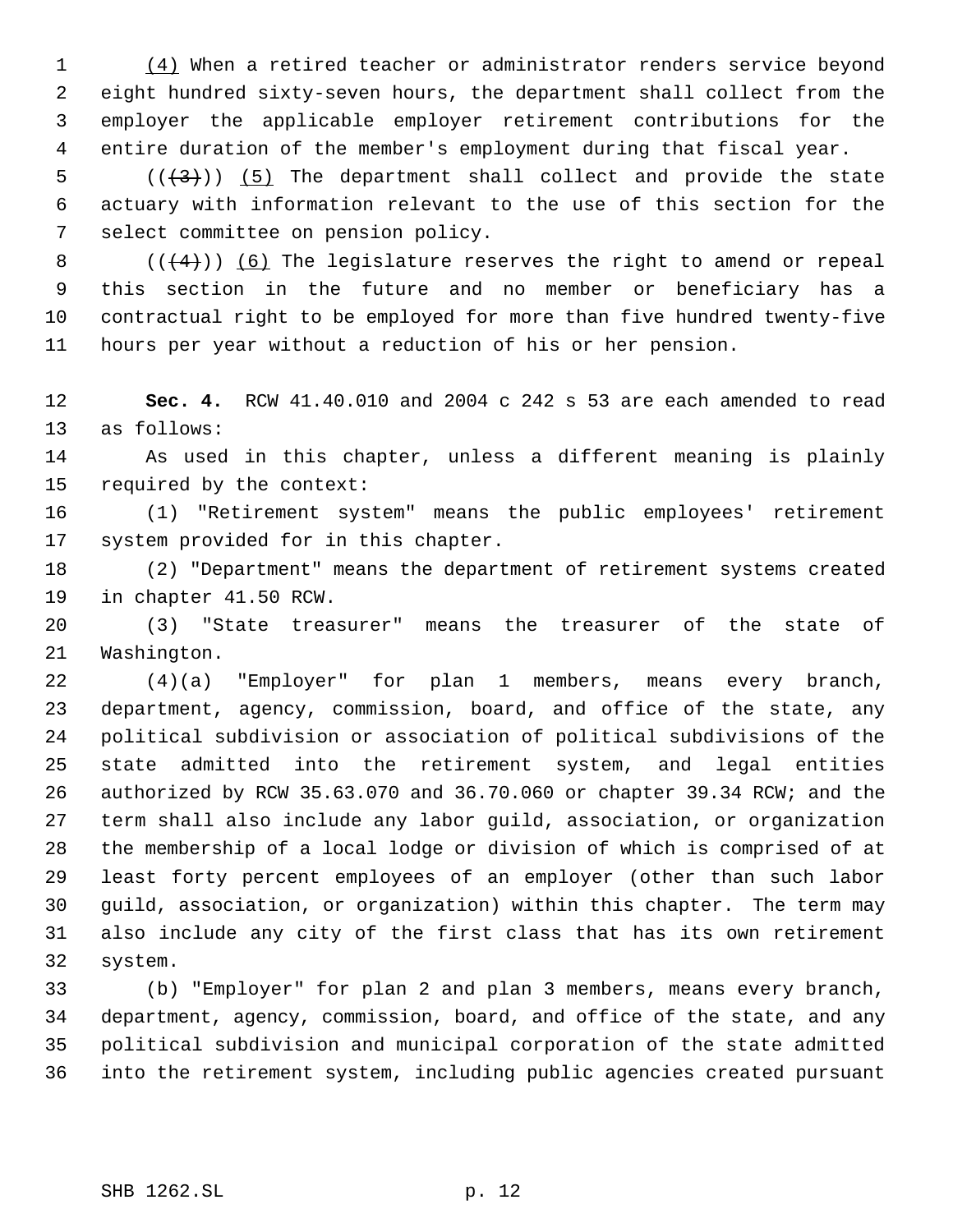(4) When a retired teacher or administrator renders service beyond eight hundred sixty-seven hours, the department shall collect from the employer the applicable employer retirement contributions for the entire duration of the member's employment during that fiscal year.

(((3))) (5) The department shall collect and provide the state actuary with information relevant to the use of this section for the select committee on pension policy.

(((4))) (6) The legislature reserves the right to amend or repeal this section in the future and no member or beneficiary has a contractual right to be employed for more than five hundred twenty-five hours per year without a reduction of his or her pension.

**Sec. 4.** RCW 41.40.010 and 2004 c 242 s 53 are each amended to read as follows:

As used in this chapter, unless a different meaning is plainly required by the context:

(1) "Retirement system" means the public employees' retirement system provided for in this chapter.

(2) "Department" means the department of retirement systems created in chapter 41.50 RCW.

(3) "State treasurer" means the treasurer of the state of Washington.

(4)(a) "Employer" for plan 1 members, means every branch, department, agency, commission, board, and office of the state, any political subdivision or association of political subdivisions of the state admitted into the retirement system, and legal entities authorized by RCW 35.63.070 and 36.70.060 or chapter 39.34 RCW; and the term shall also include any labor guild, association, or organization the membership of a local lodge or division of which is comprised of at least forty percent employees of an employer (other than such labor guild, association, or organization) within this chapter. The term may also include any city of the first class that has its own retirement system.

(b) "Employer" for plan 2 and plan 3 members, means every branch, department, agency, commission, board, and office of the state, and any political subdivision and municipal corporation of the state admitted into the retirement system, including public agencies created pursuant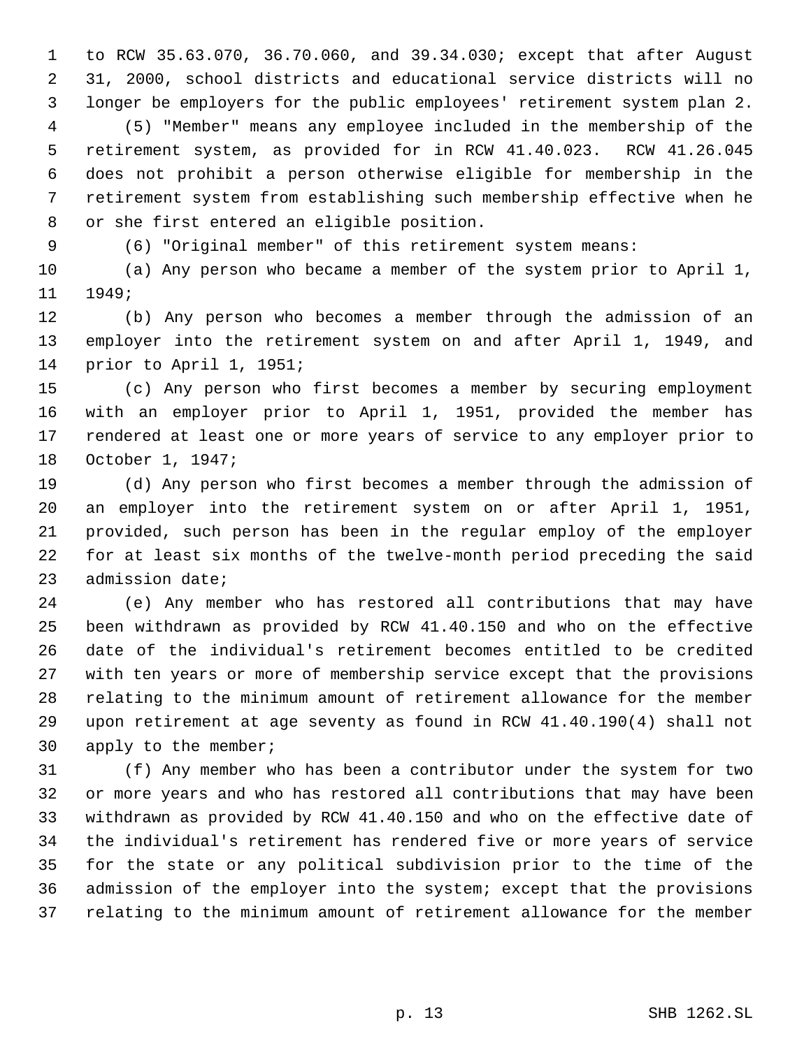to RCW 35.63.070, 36.70.060, and 39.34.030; except that after August 31, 2000, school districts and educational service districts will no longer be employers for the public employees' retirement system plan 2.

(5) "Member" means any employee included in the membership of the retirement system, as provided for in RCW 41.40.023. RCW 41.26.045 does not prohibit a person otherwise eligible for membership in the retirement system from establishing such membership effective when he or she first entered an eligible position.

(6) "Original member" of this retirement system means:

(a) Any person who became a member of the system prior to April 1, 1949;

(b) Any person who becomes a member through the admission of an employer into the retirement system on and after April 1, 1949, and prior to April 1, 1951;

(c) Any person who first becomes a member by securing employment with an employer prior to April 1, 1951, provided the member has rendered at least one or more years of service to any employer prior to October 1, 1947;

(d) Any person who first becomes a member through the admission of an employer into the retirement system on or after April 1, 1951, provided, such person has been in the regular employ of the employer for at least six months of the twelve-month period preceding the said admission date;

(e) Any member who has restored all contributions that may have been withdrawn as provided by RCW 41.40.150 and who on the effective date of the individual's retirement becomes entitled to be credited with ten years or more of membership service except that the provisions relating to the minimum amount of retirement allowance for the member upon retirement at age seventy as found in RCW 41.40.190(4) shall not apply to the member;

(f) Any member who has been a contributor under the system for two or more years and who has restored all contributions that may have been withdrawn as provided by RCW 41.40.150 and who on the effective date of the individual's retirement has rendered five or more years of service for the state or any political subdivision prior to the time of the admission of the employer into the system; except that the provisions relating to the minimum amount of retirement allowance for the member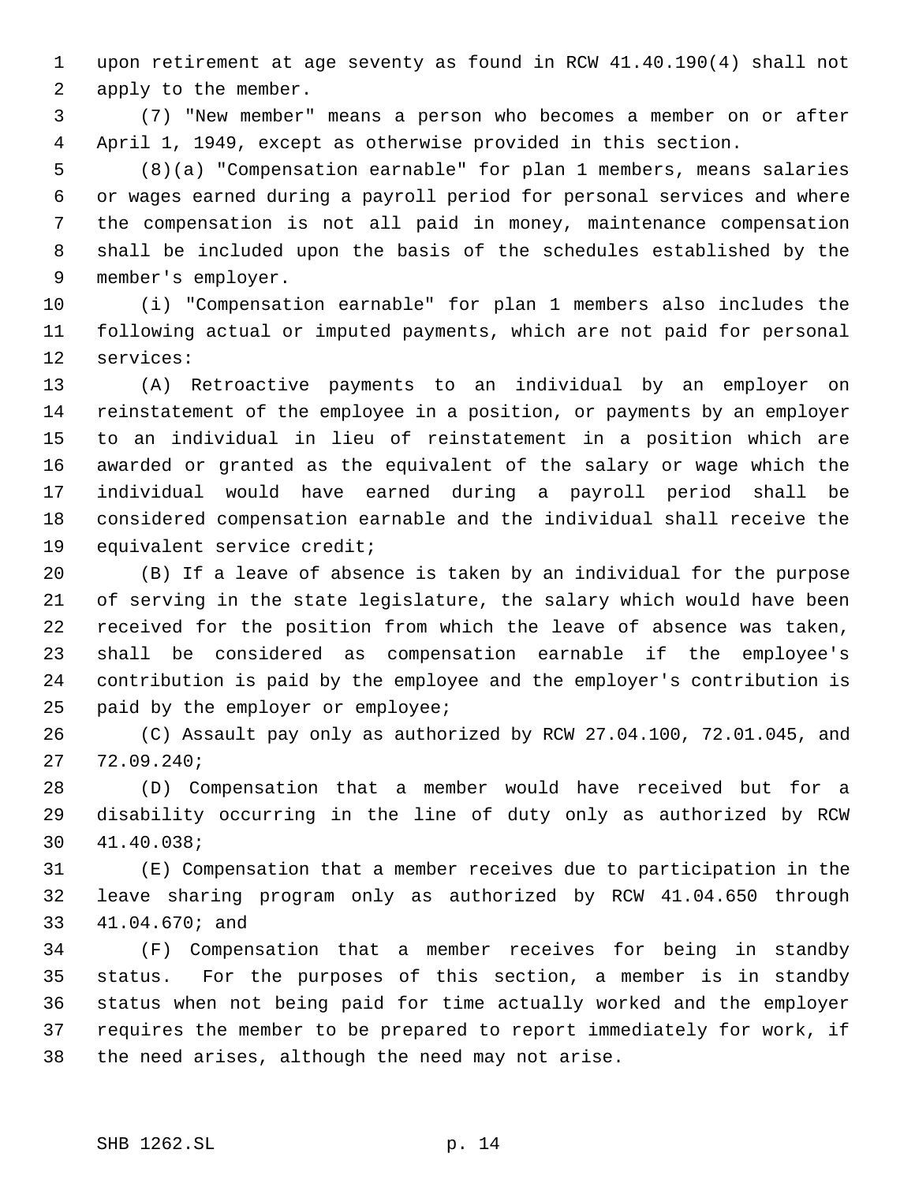upon retirement at age seventy as found in RCW 41.40.190(4) shall not apply to the member.

(7) "New member" means a person who becomes a member on or after April 1, 1949, except as otherwise provided in this section.

(8)(a) "Compensation earnable" for plan 1 members, means salaries or wages earned during a payroll period for personal services and where the compensation is not all paid in money, maintenance compensation shall be included upon the basis of the schedules established by the member's employer.

(i) "Compensation earnable" for plan 1 members also includes the following actual or imputed payments, which are not paid for personal services:

(A) Retroactive payments to an individual by an employer on reinstatement of the employee in a position, or payments by an employer to an individual in lieu of reinstatement in a position which are awarded or granted as the equivalent of the salary or wage which the individual would have earned during a payroll period shall be considered compensation earnable and the individual shall receive the equivalent service credit;

(B) If a leave of absence is taken by an individual for the purpose of serving in the state legislature, the salary which would have been received for the position from which the leave of absence was taken, shall be considered as compensation earnable if the employee's contribution is paid by the employee and the employer's contribution is paid by the employer or employee;

(C) Assault pay only as authorized by RCW 27.04.100, 72.01.045, and 72.09.240;

(D) Compensation that a member would have received but for a disability occurring in the line of duty only as authorized by RCW 41.40.038;

(E) Compensation that a member receives due to participation in the leave sharing program only as authorized by RCW 41.04.650 through 41.04.670; and

(F) Compensation that a member receives for being in standby status. For the purposes of this section, a member is in standby status when not being paid for time actually worked and the employer requires the member to be prepared to report immediately for work, if the need arises, although the need may not arise.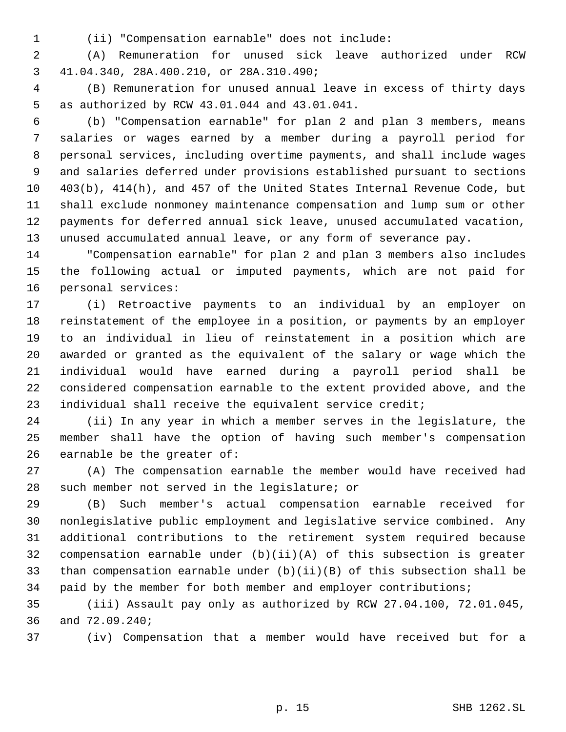(ii) "Compensation earnable" does not include:

(A) Remuneration for unused sick leave authorized under RCW 41.04.340, 28A.400.210, or 28A.310.490;

(B) Remuneration for unused annual leave in excess of thirty days as authorized by RCW 43.01.044 and 43.01.041.

(b) "Compensation earnable" for plan 2 and plan 3 members, means salaries or wages earned by a member during a payroll period for personal services, including overtime payments, and shall include wages and salaries deferred under provisions established pursuant to sections 403(b), 414(h), and 457 of the United States Internal Revenue Code, but shall exclude nonmoney maintenance compensation and lump sum or other payments for deferred annual sick leave, unused accumulated vacation, unused accumulated annual leave, or any form of severance pay.

"Compensation earnable" for plan 2 and plan 3 members also includes the following actual or imputed payments, which are not paid for personal services:

(i) Retroactive payments to an individual by an employer on reinstatement of the employee in a position, or payments by an employer to an individual in lieu of reinstatement in a position which are awarded or granted as the equivalent of the salary or wage which the individual would have earned during a payroll period shall be considered compensation earnable to the extent provided above, and the individual shall receive the equivalent service credit;

(ii) In any year in which a member serves in the legislature, the member shall have the option of having such member's compensation earnable be the greater of:

(A) The compensation earnable the member would have received had such member not served in the legislature; or

(B) Such member's actual compensation earnable received for nonlegislative public employment and legislative service combined. Any additional contributions to the retirement system required because compensation earnable under (b)(ii)(A) of this subsection is greater than compensation earnable under (b)(ii)(B) of this subsection shall be paid by the member for both member and employer contributions;

(iii) Assault pay only as authorized by RCW 27.04.100, 72.01.045, and 72.09.240;

(iv) Compensation that a member would have received but for a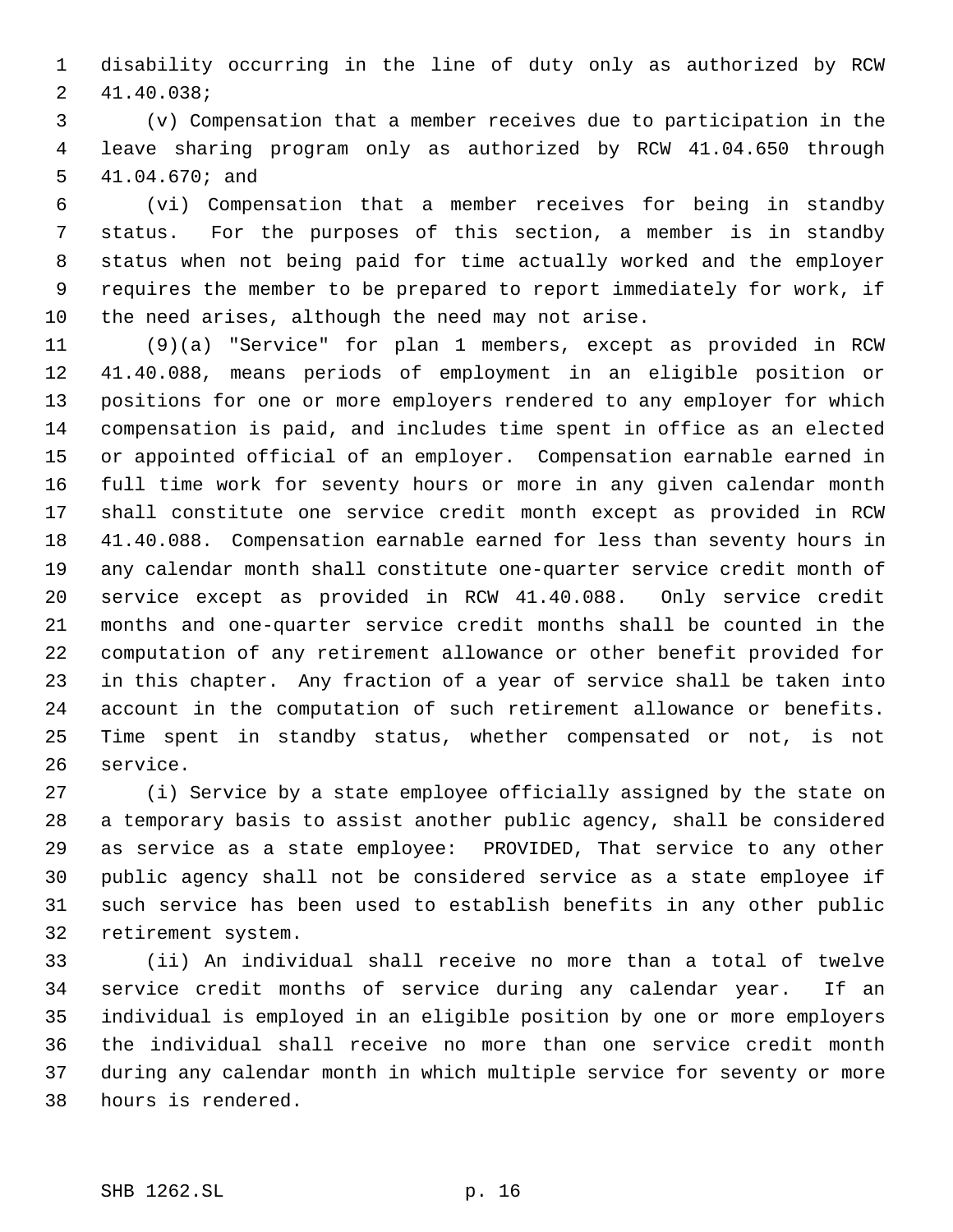disability occurring in the line of duty only as authorized by RCW 41.40.038;

(v) Compensation that a member receives due to participation in the leave sharing program only as authorized by RCW 41.04.650 through 41.04.670; and

(vi) Compensation that a member receives for being in standby status. For the purposes of this section, a member is in standby status when not being paid for time actually worked and the employer requires the member to be prepared to report immediately for work, if the need arises, although the need may not arise.

(9)(a) "Service" for plan 1 members, except as provided in RCW 41.40.088, means periods of employment in an eligible position or positions for one or more employers rendered to any employer for which compensation is paid, and includes time spent in office as an elected or appointed official of an employer. Compensation earnable earned in full time work for seventy hours or more in any given calendar month shall constitute one service credit month except as provided in RCW 41.40.088. Compensation earnable earned for less than seventy hours in any calendar month shall constitute one-quarter service credit month of service except as provided in RCW 41.40.088. Only service credit months and one-quarter service credit months shall be counted in the computation of any retirement allowance or other benefit provided for in this chapter. Any fraction of a year of service shall be taken into account in the computation of such retirement allowance or benefits. Time spent in standby status, whether compensated or not, is not service.

(i) Service by a state employee officially assigned by the state on a temporary basis to assist another public agency, shall be considered as service as a state employee: PROVIDED, That service to any other public agency shall not be considered service as a state employee if such service has been used to establish benefits in any other public retirement system.

(ii) An individual shall receive no more than a total of twelve service credit months of service during any calendar year. If an individual is employed in an eligible position by one or more employers the individual shall receive no more than one service credit month during any calendar month in which multiple service for seventy or more hours is rendered.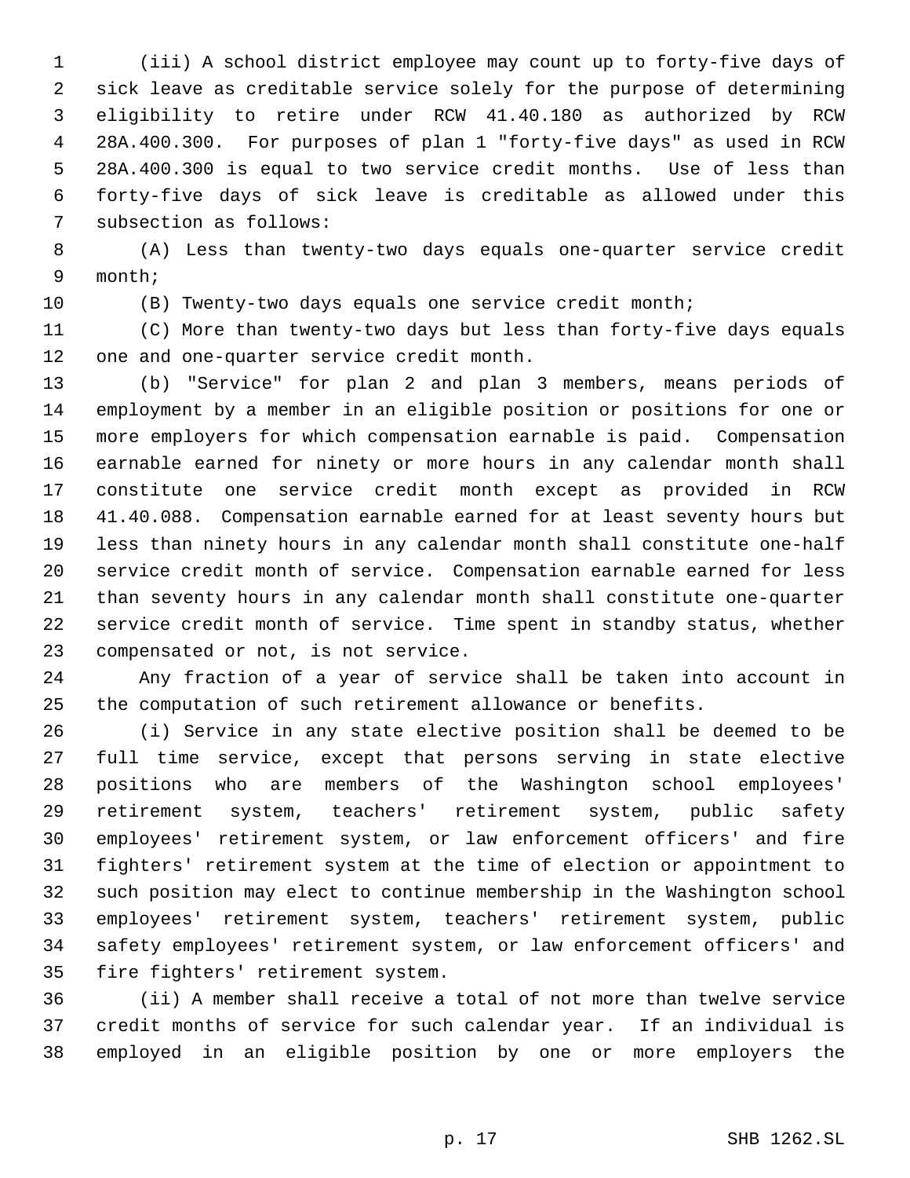(iii) A school district employee may count up to forty-five days of sick leave as creditable service solely for the purpose of determining eligibility to retire under RCW 41.40.180 as authorized by RCW 28A.400.300. For purposes of plan 1 "forty-five days" as used in RCW 28A.400.300 is equal to two service credit months. Use of less than forty-five days of sick leave is creditable as allowed under this subsection as follows:

(A) Less than twenty-two days equals one-quarter service credit month;

(B) Twenty-two days equals one service credit month;

(C) More than twenty-two days but less than forty-five days equals one and one-quarter service credit month.

(b) "Service" for plan 2 and plan 3 members, means periods of employment by a member in an eligible position or positions for one or more employers for which compensation earnable is paid. Compensation earnable earned for ninety or more hours in any calendar month shall constitute one service credit month except as provided in RCW 41.40.088. Compensation earnable earned for at least seventy hours but less than ninety hours in any calendar month shall constitute one-half service credit month of service. Compensation earnable earned for less than seventy hours in any calendar month shall constitute one-quarter service credit month of service. Time spent in standby status, whether compensated or not, is not service.

Any fraction of a year of service shall be taken into account in the computation of such retirement allowance or benefits.

(i) Service in any state elective position shall be deemed to be full time service, except that persons serving in state elective positions who are members of the Washington school employees' retirement system, teachers' retirement system, public safety employees' retirement system, or law enforcement officers' and fire fighters' retirement system at the time of election or appointment to such position may elect to continue membership in the Washington school employees' retirement system, teachers' retirement system, public safety employees' retirement system, or law enforcement officers' and fire fighters' retirement system.

(ii) A member shall receive a total of not more than twelve service credit months of service for such calendar year. If an individual is employed in an eligible position by one or more employers the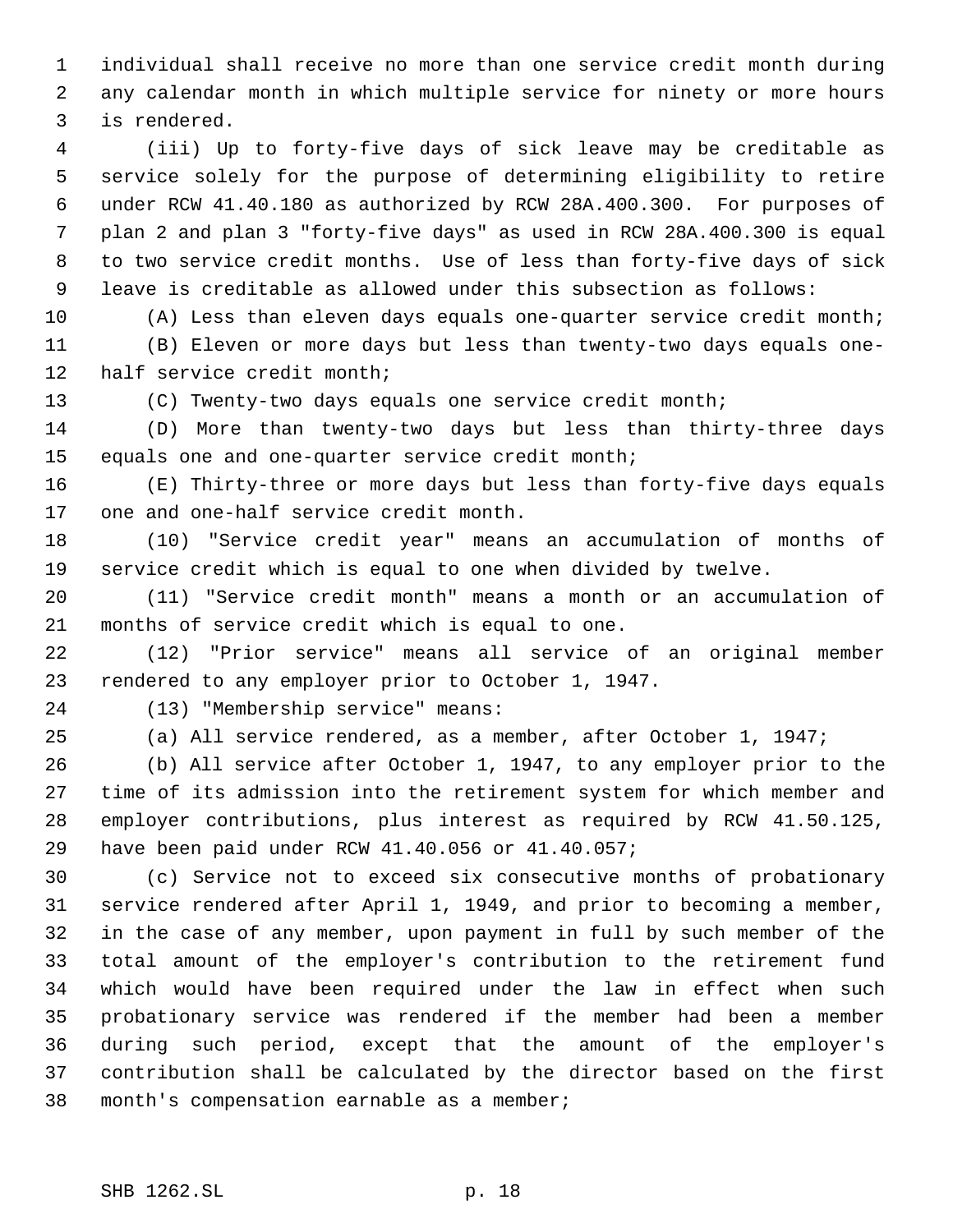individual shall receive no more than one service credit month during any calendar month in which multiple service for ninety or more hours is rendered.

(iii) Up to forty-five days of sick leave may be creditable as service solely for the purpose of determining eligibility to retire under RCW 41.40.180 as authorized by RCW 28A.400.300. For purposes of plan 2 and plan 3 "forty-five days" as used in RCW 28A.400.300 is equal to two service credit months. Use of less than forty-five days of sick leave is creditable as allowed under this subsection as follows:

(A) Less than eleven days equals one-quarter service credit month;

(B) Eleven or more days but less than twenty-two days equals one-half service credit month;

(C) Twenty-two days equals one service credit month;

(D) More than twenty-two days but less than thirty-three days equals one and one-quarter service credit month;

(E) Thirty-three or more days but less than forty-five days equals one and one-half service credit month.

(10) "Service credit year" means an accumulation of months of service credit which is equal to one when divided by twelve.

(11) "Service credit month" means a month or an accumulation of months of service credit which is equal to one.

(12) "Prior service" means all service of an original member rendered to any employer prior to October 1, 1947.

(13) "Membership service" means:

(a) All service rendered, as a member, after October 1, 1947;

(b) All service after October 1, 1947, to any employer prior to the time of its admission into the retirement system for which member and employer contributions, plus interest as required by RCW 41.50.125, have been paid under RCW 41.40.056 or 41.40.057;

(c) Service not to exceed six consecutive months of probationary service rendered after April 1, 1949, and prior to becoming a member, in the case of any member, upon payment in full by such member of the total amount of the employer's contribution to the retirement fund which would have been required under the law in effect when such probationary service was rendered if the member had been a member during such period, except that the amount of the employer's contribution shall be calculated by the director based on the first month's compensation earnable as a member;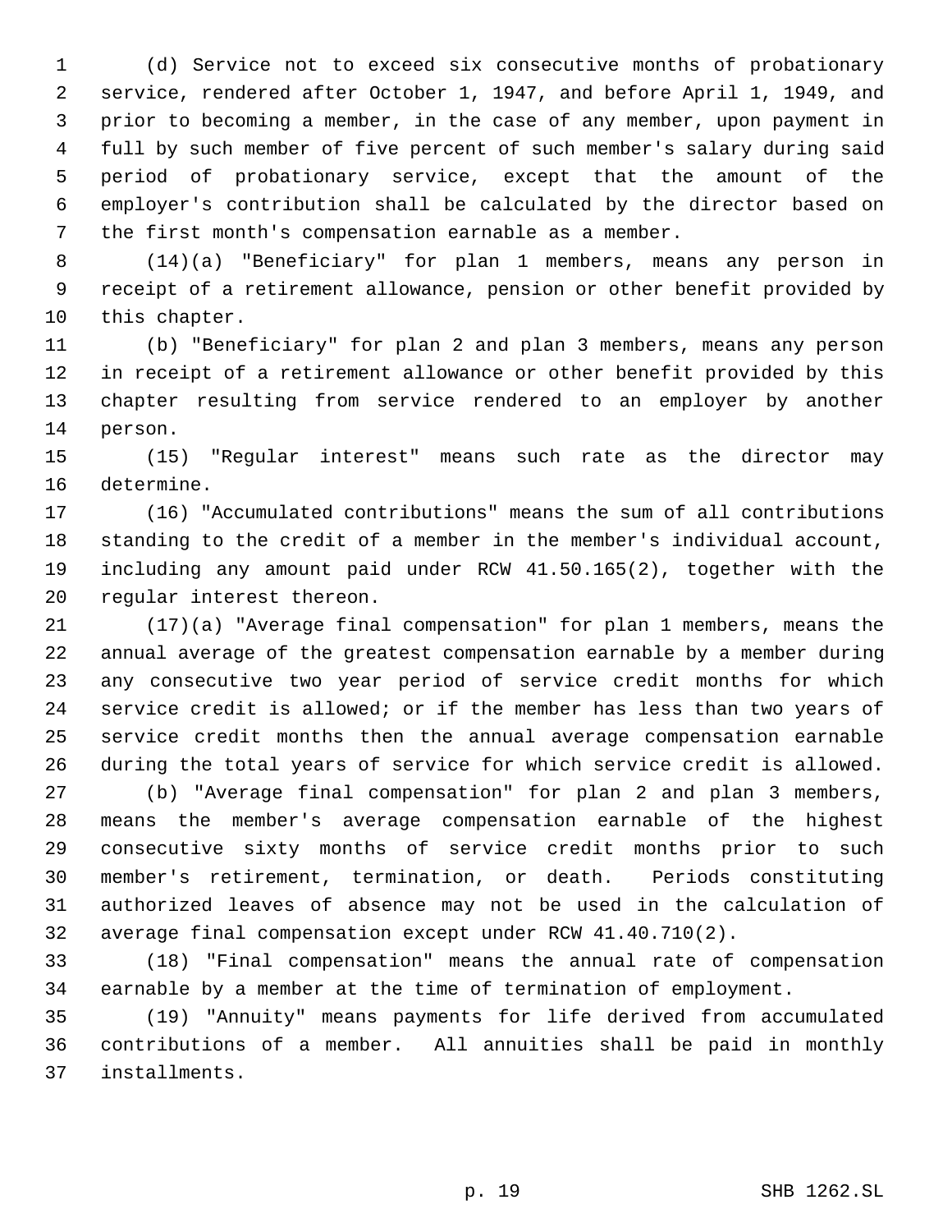(d) Service not to exceed six consecutive months of probationary service, rendered after October 1, 1947, and before April 1, 1949, and prior to becoming a member, in the case of any member, upon payment in full by such member of five percent of such member's salary during said period of probationary service, except that the amount of the employer's contribution shall be calculated by the director based on the first month's compensation earnable as a member.

(14)(a) "Beneficiary" for plan 1 members, means any person in receipt of a retirement allowance, pension or other benefit provided by this chapter.

(b) "Beneficiary" for plan 2 and plan 3 members, means any person in receipt of a retirement allowance or other benefit provided by this chapter resulting from service rendered to an employer by another person.

(15) "Regular interest" means such rate as the director may determine.

(16) "Accumulated contributions" means the sum of all contributions standing to the credit of a member in the member's individual account, including any amount paid under RCW 41.50.165(2), together with the regular interest thereon.

(17)(a) "Average final compensation" for plan 1 members, means the annual average of the greatest compensation earnable by a member during any consecutive two year period of service credit months for which service credit is allowed; or if the member has less than two years of service credit months then the annual average compensation earnable during the total years of service for which service credit is allowed.

(b) "Average final compensation" for plan 2 and plan 3 members, means the member's average compensation earnable of the highest consecutive sixty months of service credit months prior to such member's retirement, termination, or death. Periods constituting authorized leaves of absence may not be used in the calculation of average final compensation except under RCW 41.40.710(2).

(18) "Final compensation" means the annual rate of compensation earnable by a member at the time of termination of employment.

(19) "Annuity" means payments for life derived from accumulated contributions of a member. All annuities shall be paid in monthly installments.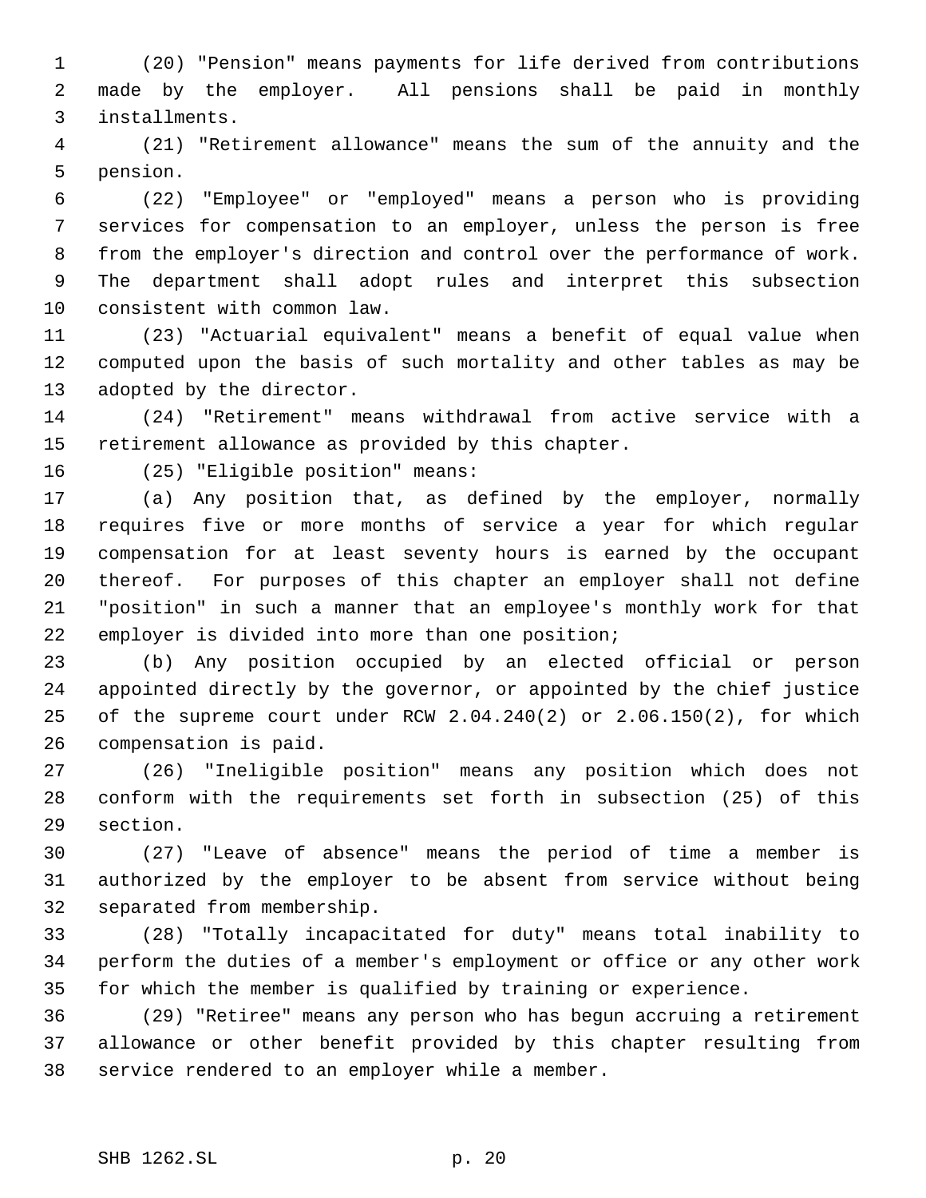(20) "Pension" means payments for life derived from contributions made by the employer. All pensions shall be paid in monthly installments.

(21) "Retirement allowance" means the sum of the annuity and the pension.

(22) "Employee" or "employed" means a person who is providing services for compensation to an employer, unless the person is free from the employer's direction and control over the performance of work. The department shall adopt rules and interpret this subsection consistent with common law.

(23) "Actuarial equivalent" means a benefit of equal value when computed upon the basis of such mortality and other tables as may be adopted by the director.

(24) "Retirement" means withdrawal from active service with a retirement allowance as provided by this chapter.

(25) "Eligible position" means:

(a) Any position that, as defined by the employer, normally requires five or more months of service a year for which regular compensation for at least seventy hours is earned by the occupant thereof. For purposes of this chapter an employer shall not define "position" in such a manner that an employee's monthly work for that employer is divided into more than one position;

(b) Any position occupied by an elected official or person appointed directly by the governor, or appointed by the chief justice of the supreme court under RCW 2.04.240(2) or 2.06.150(2), for which compensation is paid.

(26) "Ineligible position" means any position which does not conform with the requirements set forth in subsection (25) of this section.

(27) "Leave of absence" means the period of time a member is authorized by the employer to be absent from service without being separated from membership.

(28) "Totally incapacitated for duty" means total inability to perform the duties of a member's employment or office or any other work for which the member is qualified by training or experience.

(29) "Retiree" means any person who has begun accruing a retirement allowance or other benefit provided by this chapter resulting from service rendered to an employer while a member.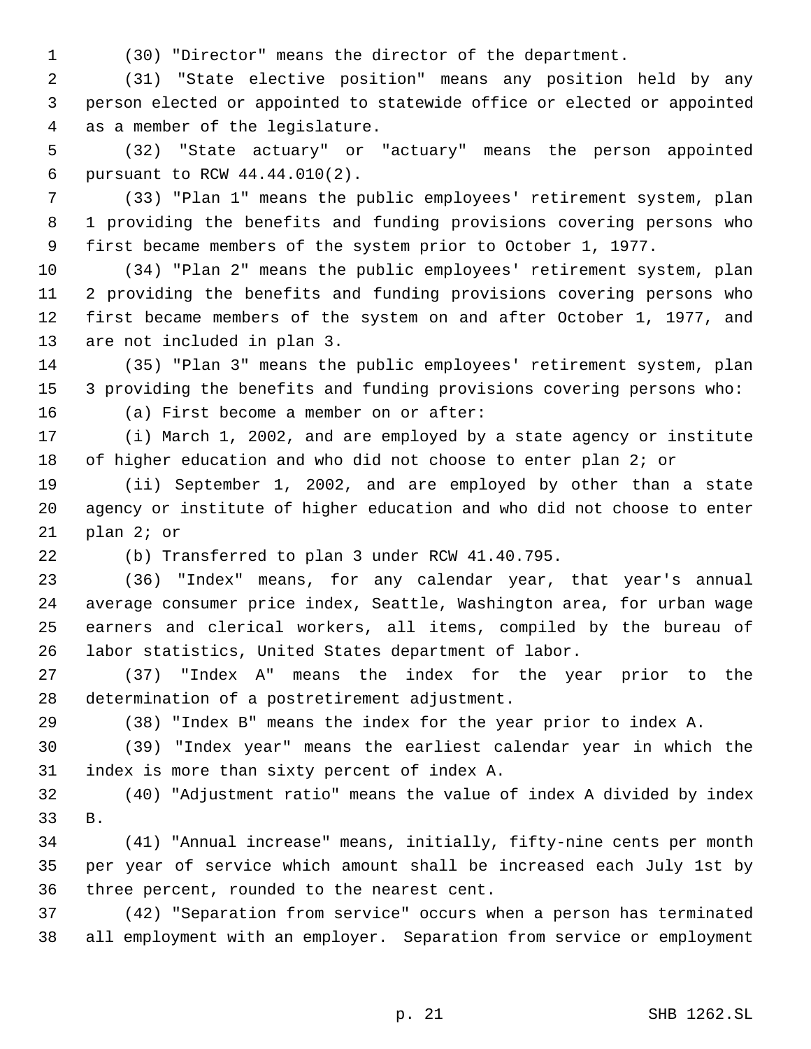(30) "Director" means the director of the department.

(31) "State elective position" means any position held by any person elected or appointed to statewide office or elected or appointed as a member of the legislature.

(32) "State actuary" or "actuary" means the person appointed pursuant to RCW 44.44.010(2).

(33) "Plan 1" means the public employees' retirement system, plan 1 providing the benefits and funding provisions covering persons who first became members of the system prior to October 1, 1977.

(34) "Plan 2" means the public employees' retirement system, plan 2 providing the benefits and funding provisions covering persons who first became members of the system on and after October 1, 1977, and are not included in plan 3.

(35) "Plan 3" means the public employees' retirement system, plan 3 providing the benefits and funding provisions covering persons who:

(a) First become a member on or after:

(i) March 1, 2002, and are employed by a state agency or institute of higher education and who did not choose to enter plan 2; or

(ii) September 1, 2002, and are employed by other than a state agency or institute of higher education and who did not choose to enter plan 2; or

(b) Transferred to plan 3 under RCW 41.40.795.

(36) "Index" means, for any calendar year, that year's annual average consumer price index, Seattle, Washington area, for urban wage earners and clerical workers, all items, compiled by the bureau of labor statistics, United States department of labor.

(37) "Index A" means the index for the year prior to the determination of a postretirement adjustment.

(38) "Index B" means the index for the year prior to index A.

(39) "Index year" means the earliest calendar year in which the index is more than sixty percent of index A.

(40) "Adjustment ratio" means the value of index A divided by index B.

(41) "Annual increase" means, initially, fifty-nine cents per month per year of service which amount shall be increased each July 1st by three percent, rounded to the nearest cent.

(42) "Separation from service" occurs when a person has terminated all employment with an employer. Separation from service or employment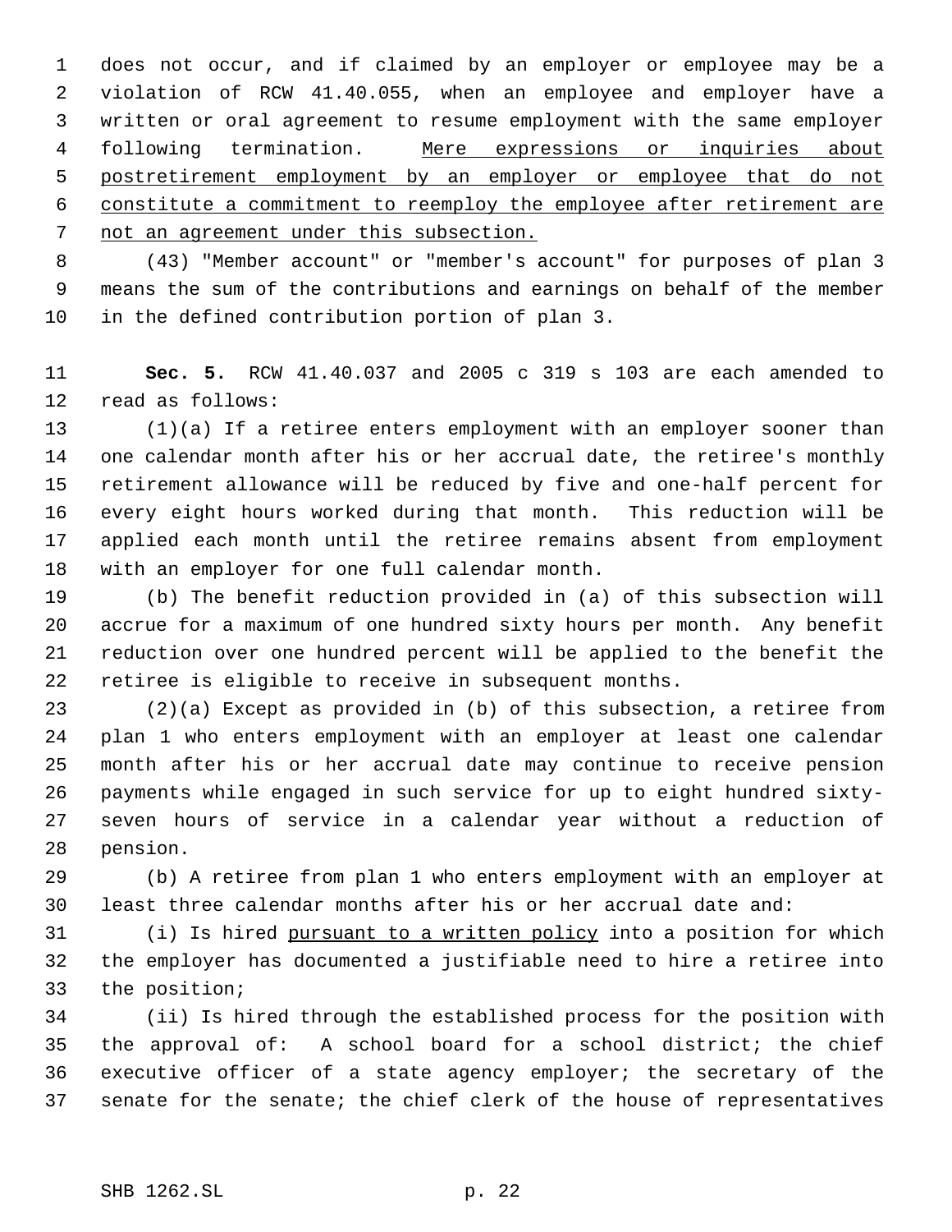does not occur, and if claimed by an employer or employee may be a violation of RCW 41.40.055, when an employee and employer have a written or oral agreement to resume employment with the same employer following termination. <u>Mere expressions or inquiries about postretirement employment by an employer or employee that do not constitute a commitment to reemploy the employee after retirement are not an agreement under this subsection.</u>

(43) "Member account" or "member's account" for purposes of plan 3 means the sum of the contributions and earnings on behalf of the member in the defined contribution portion of plan 3.

**Sec. 5.** RCW 41.40.037 and 2005 c 319 s 103 are each amended to read as follows:

(1)(a) If a retiree enters employment with an employer sooner than one calendar month after his or her accrual date, the retiree's monthly retirement allowance will be reduced by five and one-half percent for every eight hours worked during that month. This reduction will be applied each month until the retiree remains absent from employment with an employer for one full calendar month.

(b) The benefit reduction provided in (a) of this subsection will accrue for a maximum of one hundred sixty hours per month. Any benefit reduction over one hundred percent will be applied to the benefit the retiree is eligible to receive in subsequent months.

(2)(a) Except as provided in (b) of this subsection, a retiree from plan 1 who enters employment with an employer at least one calendar month after his or her accrual date may continue to receive pension payments while engaged in such service for up to eight hundred sixty-seven hours of service in a calendar year without a reduction of pension.

(b) A retiree from plan 1 who enters employment with an employer at least three calendar months after his or her accrual date and:

(i) Is hired <u>pursuant to a written policy</u> into a position for which the employer has documented a justifiable need to hire a retiree into the position;

(ii) Is hired through the established process for the position with the approval of: A school board for a school district; the chief executive officer of a state agency employer; the secretary of the senate for the senate; the chief clerk of the house of representatives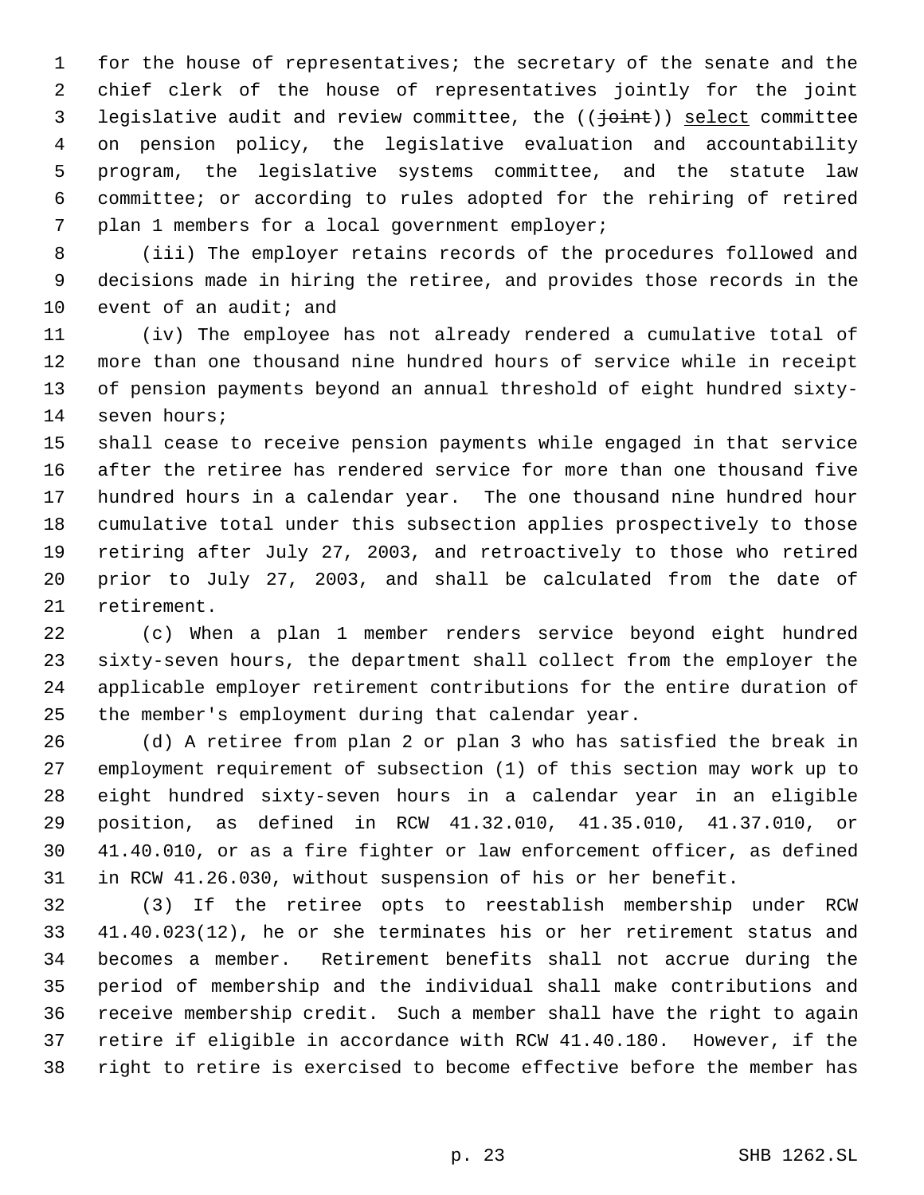for the house of representatives; the secretary of the senate and the chief clerk of the house of representatives jointly for the joint legislative audit and review committee, the ((~~joint~~)) <u>select</u> committee on pension policy, the legislative evaluation and accountability program, the legislative systems committee, and the statute law committee; or according to rules adopted for the rehiring of retired plan 1 members for a local government employer;

(iii) The employer retains records of the procedures followed and decisions made in hiring the retiree, and provides those records in the event of an audit; and

(iv) The employee has not already rendered a cumulative total of more than one thousand nine hundred hours of service while in receipt of pension payments beyond an annual threshold of eight hundred sixty-seven hours;

shall cease to receive pension payments while engaged in that service after the retiree has rendered service for more than one thousand five hundred hours in a calendar year. The one thousand nine hundred hour cumulative total under this subsection applies prospectively to those retiring after July 27, 2003, and retroactively to those who retired prior to July 27, 2003, and shall be calculated from the date of retirement.

(c) When a plan 1 member renders service beyond eight hundred sixty-seven hours, the department shall collect from the employer the applicable employer retirement contributions for the entire duration of the member's employment during that calendar year.

(d) A retiree from plan 2 or plan 3 who has satisfied the break in employment requirement of subsection (1) of this section may work up to eight hundred sixty-seven hours in a calendar year in an eligible position, as defined in RCW 41.32.010, 41.35.010, 41.37.010, or 41.40.010, or as a fire fighter or law enforcement officer, as defined in RCW 41.26.030, without suspension of his or her benefit.

(3) If the retiree opts to reestablish membership under RCW 41.40.023(12), he or she terminates his or her retirement status and becomes a member. Retirement benefits shall not accrue during the period of membership and the individual shall make contributions and receive membership credit. Such a member shall have the right to again retire if eligible in accordance with RCW 41.40.180. However, if the right to retire is exercised to become effective before the member has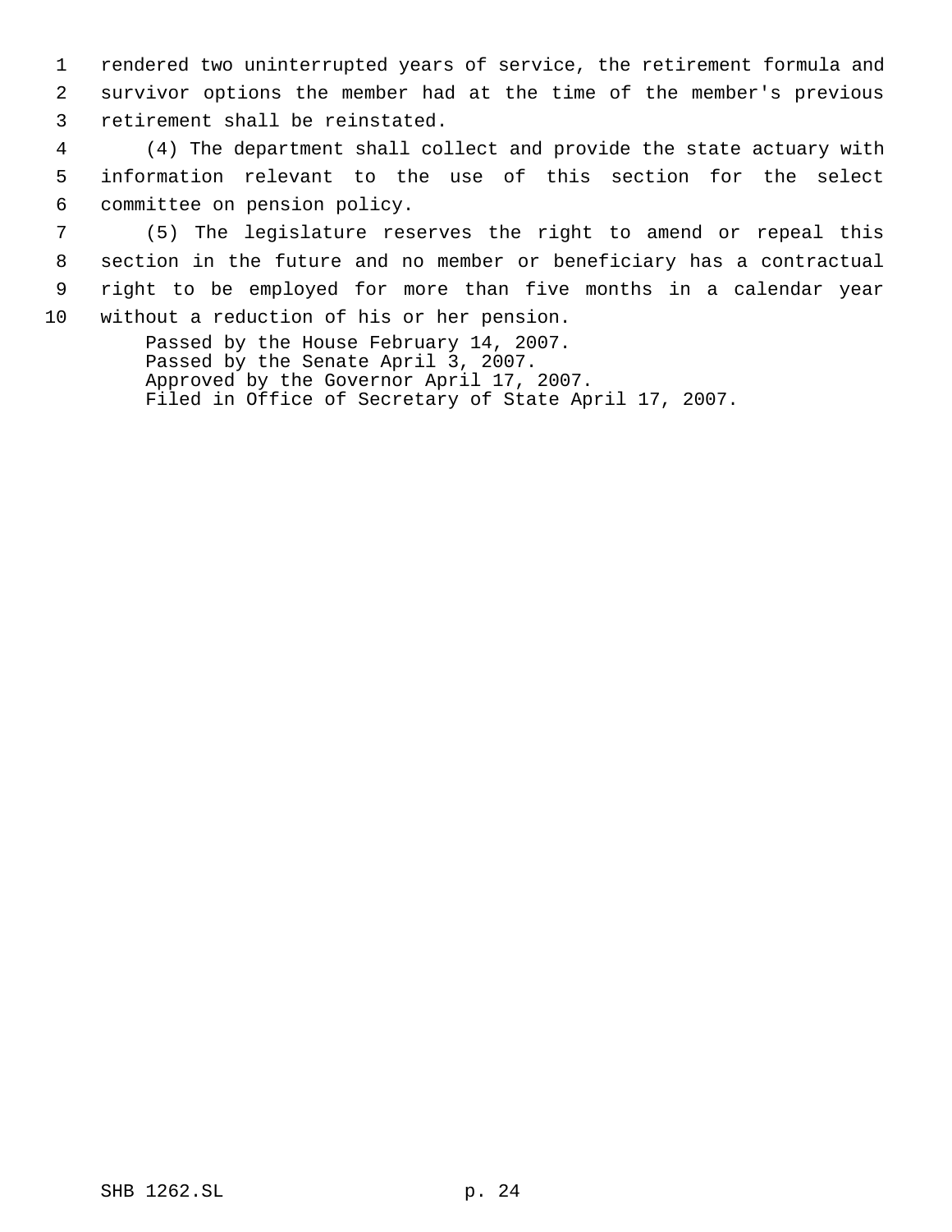rendered two uninterrupted years of service, the retirement formula and survivor options the member had at the time of the member's previous retirement shall be reinstated.

(4) The department shall collect and provide the state actuary with information relevant to the use of this section for the select committee on pension policy.

(5) The legislature reserves the right to amend or repeal this section in the future and no member or beneficiary has a contractual right to be employed for more than five months in a calendar year without a reduction of his or her pension.

Passed by the House February 14, 2007.
Passed by the Senate April 3, 2007.
Approved by the Governor April 17, 2007.
Filed in Office of Secretary of State April 17, 2007.